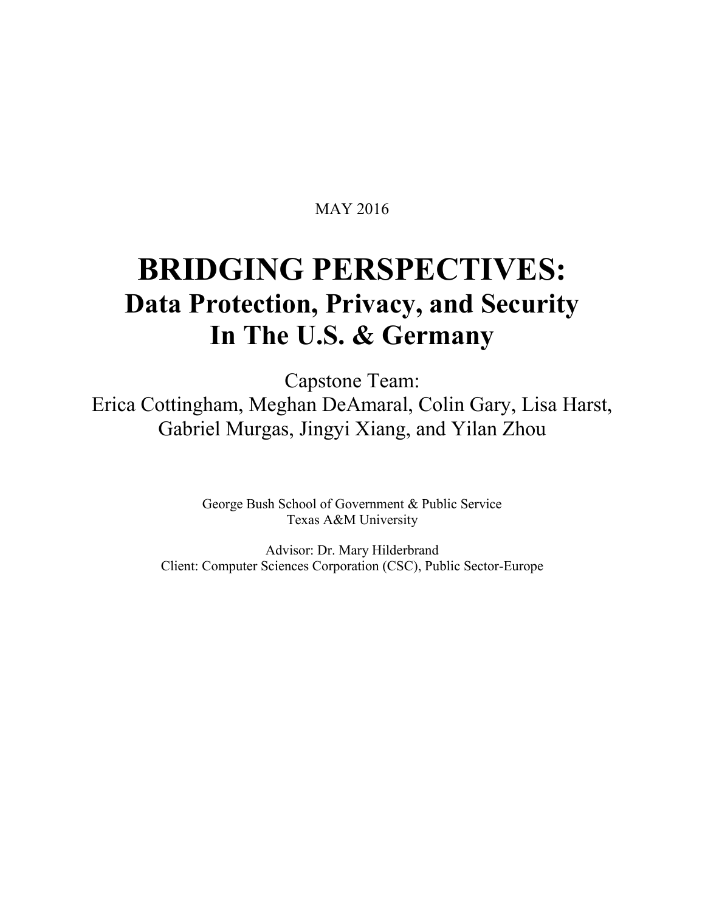MAY 2016

# BRIDGING PERSPECTIVES:

## Data Protection, Privacy, and Security In The U.S. & Germany

Capstone Team:
Erica Cottingham, Meghan DeAmaral, Colin Gary, Lisa Harst, Gabriel Murgas, Jingyi Xiang, and Yilan Zhou

George Bush School of Government & Public Service
Texas A&M University

Advisor: Dr. Mary Hilderbrand
Client: Computer Sciences Corporation (CSC), Public Sector-Europe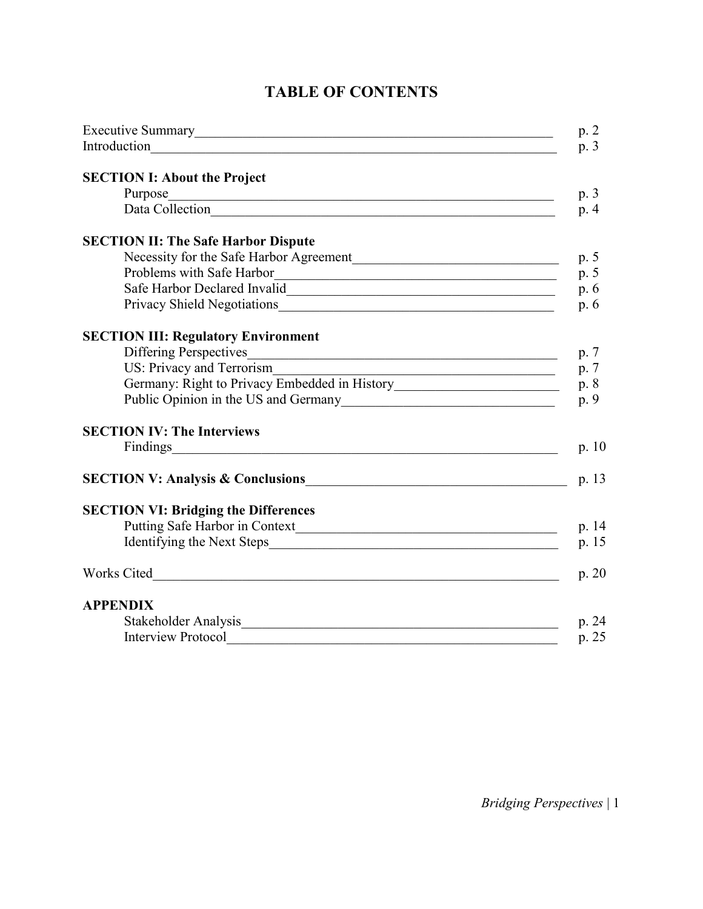# TABLE OF CONTENTS

| | |
|---|---|
| Executive Summary | p. 2 |
| Introduction | p. 3 |
| **SECTION I: About the Project** | |
| Purpose | p. 3 |
| Data Collection | p. 4 |
| **SECTION II: The Safe Harbor Dispute** | |
| Necessity for the Safe Harbor Agreement | p. 5 |
| Problems with Safe Harbor | p. 5 |
| Safe Harbor Declared Invalid | p. 6 |
| Privacy Shield Negotiations | p. 6 |
| **SECTION III: Regulatory Environment** | |
| Differing Perspectives | p. 7 |
| US: Privacy and Terrorism | p. 7 |
| Germany: Right to Privacy Embedded in History | p. 8 |
| Public Opinion in the US and Germany | p. 9 |
| **SECTION IV: The Interviews** | |
| Findings | p. 10 |
| **SECTION V: Analysis & Conclusions** | p. 13 |
| **SECTION VI: Bridging the Differences** | |
| Putting Safe Harbor in Context | p. 14 |
| Identifying the Next Steps | p. 15 |
| Works Cited | p. 20 |
| **APPENDIX** | |
| Stakeholder Analysis | p. 24 |
| Interview Protocol | p. 25 |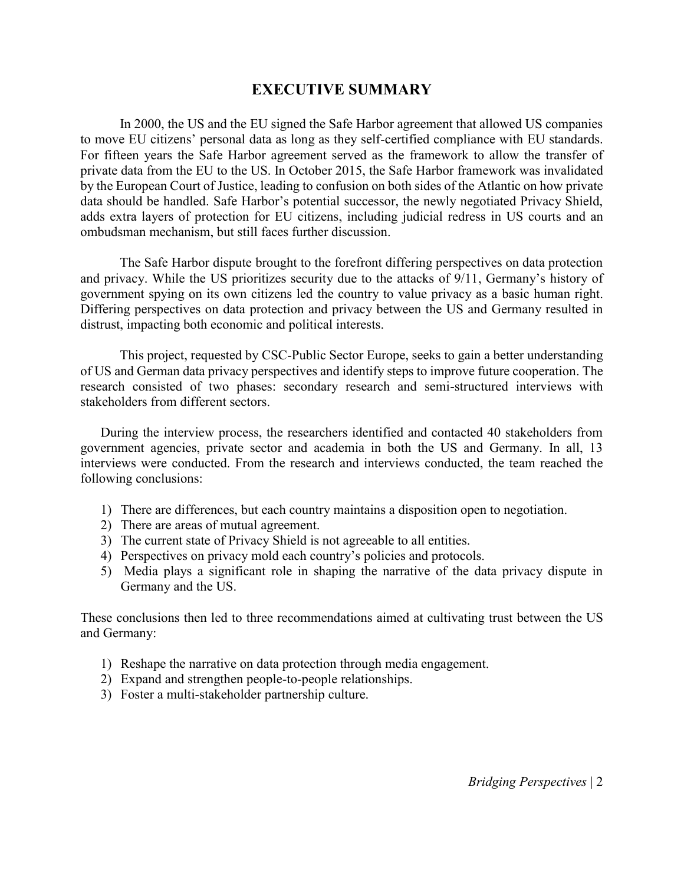# EXECUTIVE SUMMARY

In 2000, the US and the EU signed the Safe Harbor agreement that allowed US companies to move EU citizens' personal data as long as they self-certified compliance with EU standards. For fifteen years the Safe Harbor agreement served as the framework to allow the transfer of private data from the EU to the US. In October 2015, the Safe Harbor framework was invalidated by the European Court of Justice, leading to confusion on both sides of the Atlantic on how private data should be handled. Safe Harbor's potential successor, the newly negotiated Privacy Shield, adds extra layers of protection for EU citizens, including judicial redress in US courts and an ombudsman mechanism, but still faces further discussion.

The Safe Harbor dispute brought to the forefront differing perspectives on data protection and privacy. While the US prioritizes security due to the attacks of 9/11, Germany's history of government spying on its own citizens led the country to value privacy as a basic human right. Differing perspectives on data protection and privacy between the US and Germany resulted in distrust, impacting both economic and political interests.

This project, requested by CSC-Public Sector Europe, seeks to gain a better understanding of US and German data privacy perspectives and identify steps to improve future cooperation. The research consisted of two phases: secondary research and semi-structured interviews with stakeholders from different sectors.

During the interview process, the researchers identified and contacted 40 stakeholders from government agencies, private sector and academia in both the US and Germany. In all, 13 interviews were conducted. From the research and interviews conducted, the team reached the following conclusions:

1) There are differences, but each country maintains a disposition open to negotiation.
2) There are areas of mutual agreement.
3) The current state of Privacy Shield is not agreeable to all entities.
4) Perspectives on privacy mold each country's policies and protocols.
5) Media plays a significant role in shaping the narrative of the data privacy dispute in Germany and the US.

These conclusions then led to three recommendations aimed at cultivating trust between the US and Germany:

1) Reshape the narrative on data protection through media engagement.
2) Expand and strengthen people-to-people relationships.
3) Foster a multi-stakeholder partnership culture.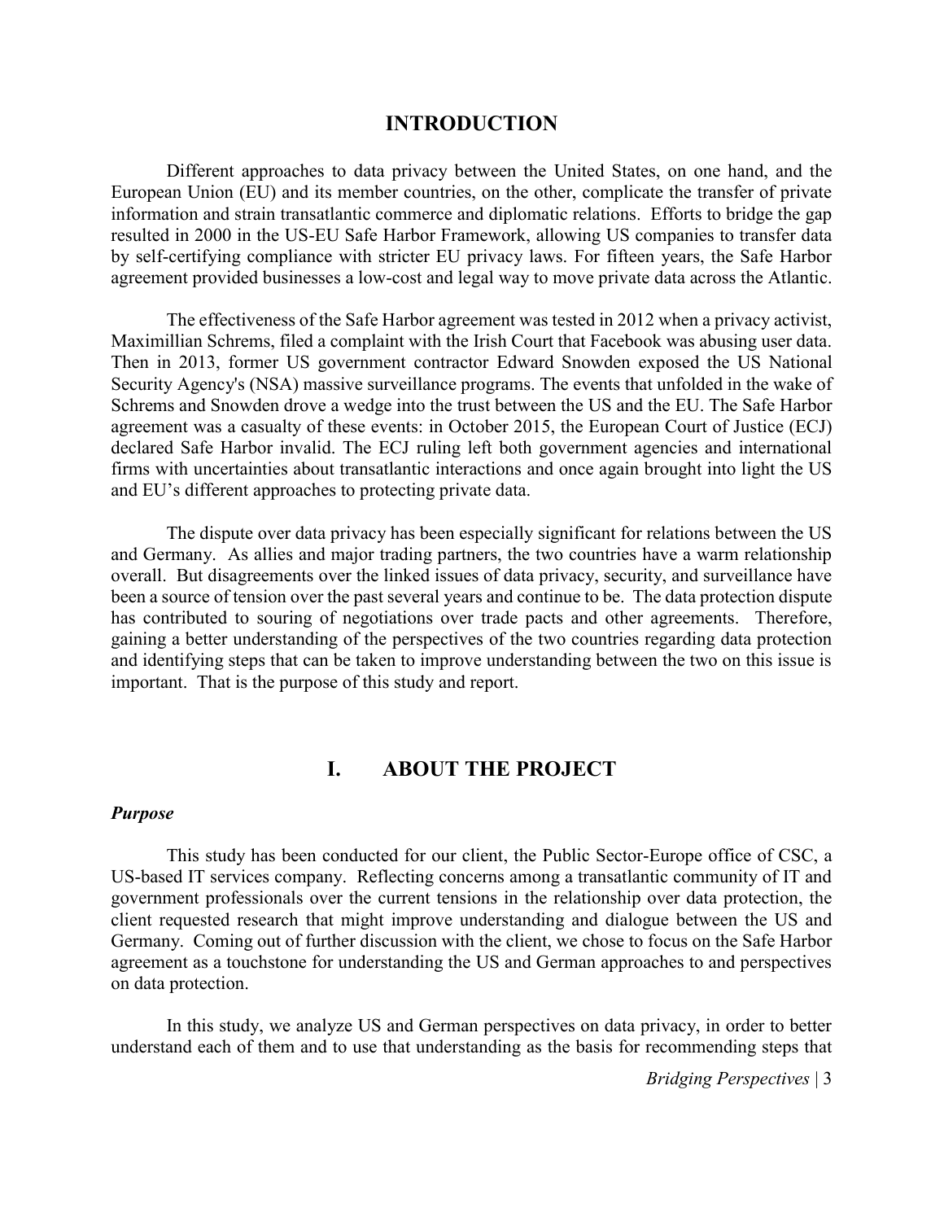## INTRODUCTION

Different approaches to data privacy between the United States, on one hand, and the European Union (EU) and its member countries, on the other, complicate the transfer of private information and strain transatlantic commerce and diplomatic relations. Efforts to bridge the gap resulted in 2000 in the US-EU Safe Harbor Framework, allowing US companies to transfer data by self-certifying compliance with stricter EU privacy laws. For fifteen years, the Safe Harbor agreement provided businesses a low-cost and legal way to move private data across the Atlantic.

The effectiveness of the Safe Harbor agreement was tested in 2012 when a privacy activist, Maximillian Schrems, filed a complaint with the Irish Court that Facebook was abusing user data. Then in 2013, former US government contractor Edward Snowden exposed the US National Security Agency's (NSA) massive surveillance programs. The events that unfolded in the wake of Schrems and Snowden drove a wedge into the trust between the US and the EU. The Safe Harbor agreement was a casualty of these events: in October 2015, the European Court of Justice (ECJ) declared Safe Harbor invalid. The ECJ ruling left both government agencies and international firms with uncertainties about transatlantic interactions and once again brought into light the US and EU's different approaches to protecting private data.

The dispute over data privacy has been especially significant for relations between the US and Germany. As allies and major trading partners, the two countries have a warm relationship overall. But disagreements over the linked issues of data privacy, security, and surveillance have been a source of tension over the past several years and continue to be. The data protection dispute has contributed to souring of negotiations over trade pacts and other agreements. Therefore, gaining a better understanding of the perspectives of the two countries regarding data protection and identifying steps that can be taken to improve understanding between the two on this issue is important. That is the purpose of this study and report.

## I. ABOUT THE PROJECT

### *Purpose*

This study has been conducted for our client, the Public Sector-Europe office of CSC, a US-based IT services company. Reflecting concerns among a transatlantic community of IT and government professionals over the current tensions in the relationship over data protection, the client requested research that might improve understanding and dialogue between the US and Germany. Coming out of further discussion with the client, we chose to focus on the Safe Harbor agreement as a touchstone for understanding the US and German approaches to and perspectives on data protection.

In this study, we analyze US and German perspectives on data privacy, in order to better understand each of them and to use that understanding as the basis for recommending steps that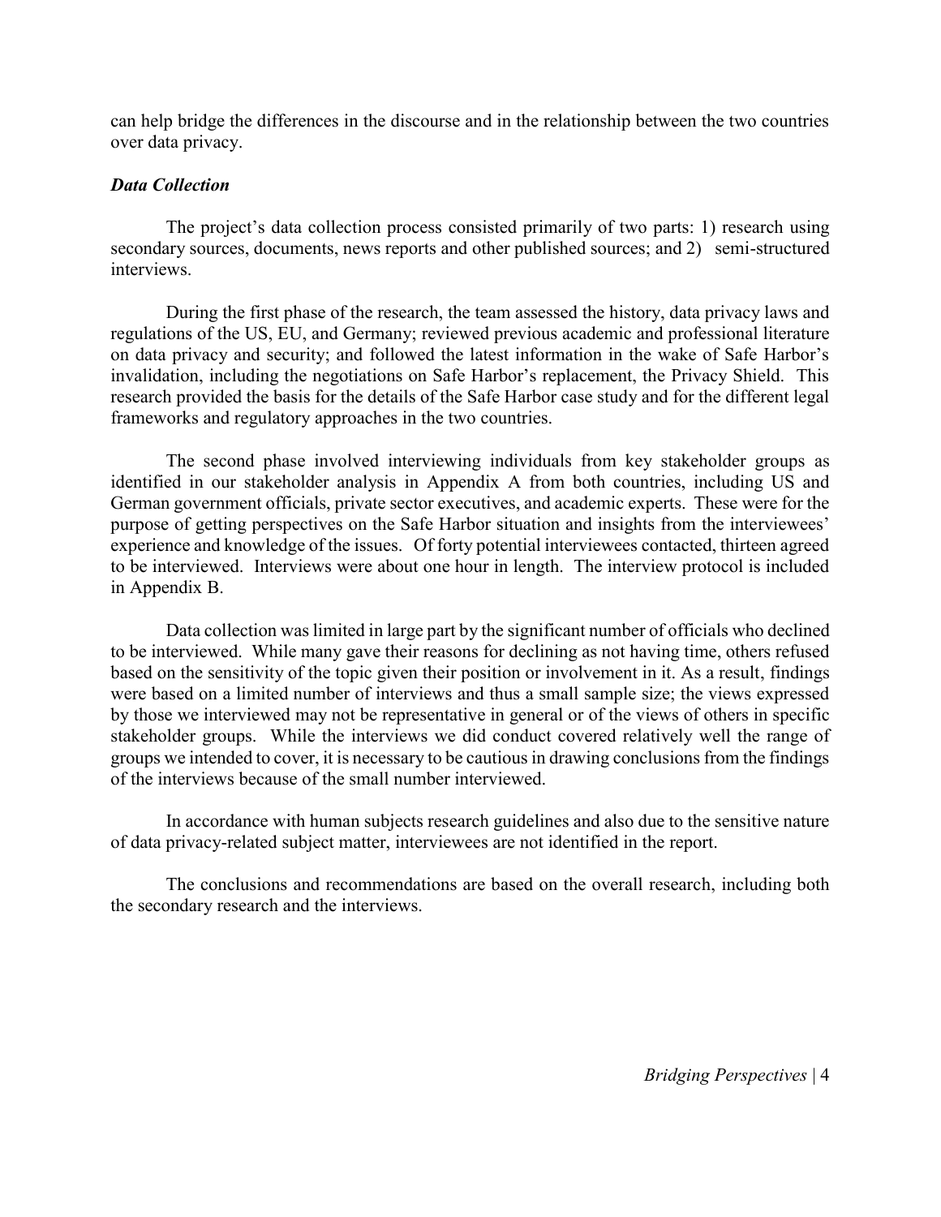can help bridge the differences in the discourse and in the relationship between the two countries over data privacy.

### *Data Collection*

The project's data collection process consisted primarily of two parts: 1) research using secondary sources, documents, news reports and other published sources; and 2) semi-structured interviews.

During the first phase of the research, the team assessed the history, data privacy laws and regulations of the US, EU, and Germany; reviewed previous academic and professional literature on data privacy and security; and followed the latest information in the wake of Safe Harbor's invalidation, including the negotiations on Safe Harbor's replacement, the Privacy Shield. This research provided the basis for the details of the Safe Harbor case study and for the different legal frameworks and regulatory approaches in the two countries.

The second phase involved interviewing individuals from key stakeholder groups as identified in our stakeholder analysis in Appendix A from both countries, including US and German government officials, private sector executives, and academic experts. These were for the purpose of getting perspectives on the Safe Harbor situation and insights from the interviewees' experience and knowledge of the issues. Of forty potential interviewees contacted, thirteen agreed to be interviewed. Interviews were about one hour in length. The interview protocol is included in Appendix B.

Data collection was limited in large part by the significant number of officials who declined to be interviewed. While many gave their reasons for declining as not having time, others refused based on the sensitivity of the topic given their position or involvement in it. As a result, findings were based on a limited number of interviews and thus a small sample size; the views expressed by those we interviewed may not be representative in general or of the views of others in specific stakeholder groups. While the interviews we did conduct covered relatively well the range of groups we intended to cover, it is necessary to be cautious in drawing conclusions from the findings of the interviews because of the small number interviewed.

In accordance with human subjects research guidelines and also due to the sensitive nature of data privacy-related subject matter, interviewees are not identified in the report.

The conclusions and recommendations are based on the overall research, including both the secondary research and the interviews.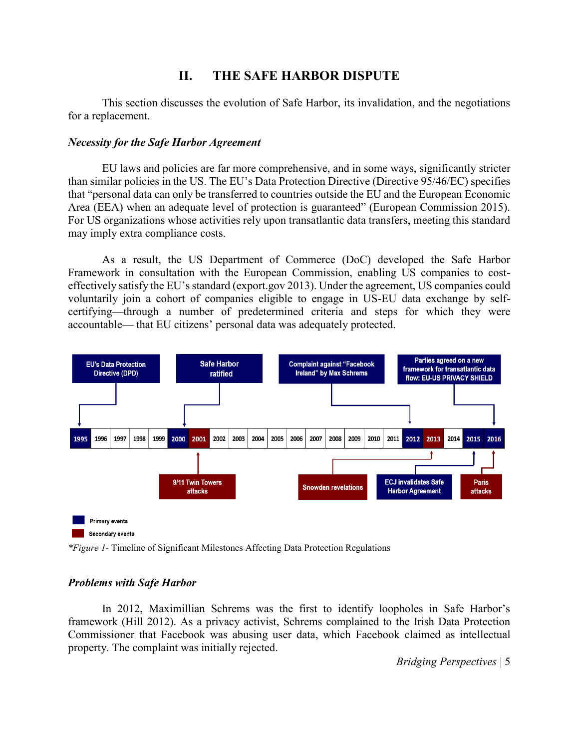## II. THE SAFE HARBOR DISPUTE

This section discusses the evolution of Safe Harbor, its invalidation, and the negotiations for a replacement.

### *Necessity for the Safe Harbor Agreement*

EU laws and policies are far more comprehensive, and in some ways, significantly stricter than similar policies in the US. The EU's Data Protection Directive (Directive 95/46/EC) specifies that "personal data can only be transferred to countries outside the EU and the European Economic Area (EEA) when an adequate level of protection is guaranteed" (European Commission 2015). For US organizations whose activities rely upon transatlantic data transfers, meeting this standard may imply extra compliance costs.

As a result, the US Department of Commerce (DoC) developed the Safe Harbor Framework in consultation with the European Commission, enabling US companies to cost-effectively satisfy the EU's standard (export.gov 2013). Under the agreement, US companies could voluntarily join a cohort of companies eligible to engage in US-EU data exchange by self-certifying—through a number of predetermined criteria and steps for which they were accountable— that EU citizens' personal data was adequately protected.

EU's Data Protection Directive (DPD)

Safe Harbor ratified

Complaint against "Facebook Ireland" by Max Schrems

Parties agreed on a new framework for transatlantic data flow: EU-US PRIVACY SHIELD

1995 | 1996 | 1997 | 1998 | 1999 | 2000 | 2001 | 2002 | 2003 | 2004 | 2005 | 2006 | 2007 | 2008 | 2009 | 2010 | 2011 | 2012 | 2013 | 2014 | 2015 | 2016

9/11 Twin Towers attacks

Snowden revelations

ECJ invalidates Safe Harbor Agreement

Paris attacks

Primary events

Secondary events

**Figure 1*- Timeline of Significant Milestones Affecting Data Protection Regulations

### *Problems with Safe Harbor*

In 2012, Maximillian Schrems was the first to identify loopholes in Safe Harbor's framework (Hill 2012). As a privacy activist, Schrems complained to the Irish Data Protection Commissioner that Facebook was abusing user data, which Facebook claimed as intellectual property. The complaint was initially rejected.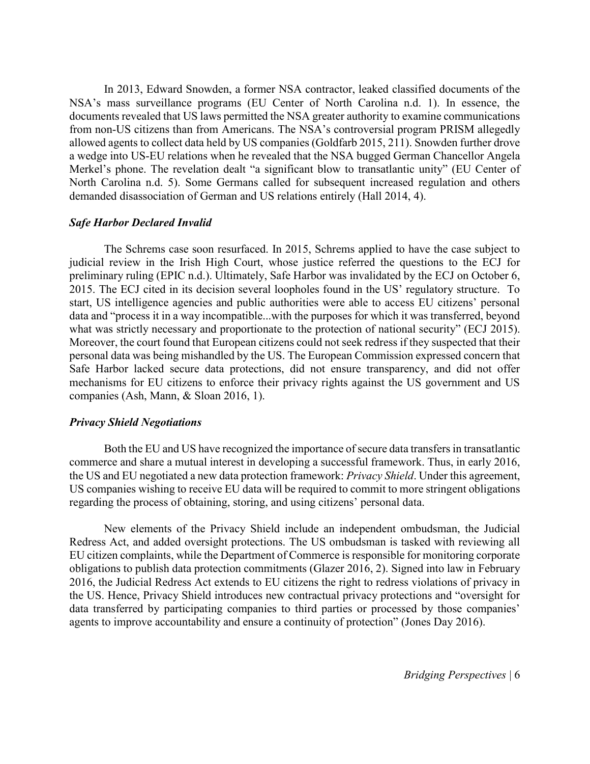In 2013, Edward Snowden, a former NSA contractor, leaked classified documents of the NSA's mass surveillance programs (EU Center of North Carolina n.d. 1). In essence, the documents revealed that US laws permitted the NSA greater authority to examine communications from non-US citizens than from Americans. The NSA's controversial program PRISM allegedly allowed agents to collect data held by US companies (Goldfarb 2015, 211). Snowden further drove a wedge into US-EU relations when he revealed that the NSA bugged German Chancellor Angela Merkel's phone. The revelation dealt "a significant blow to transatlantic unity" (EU Center of North Carolina n.d. 5). Some Germans called for subsequent increased regulation and others demanded disassociation of German and US relations entirely (Hall 2014, 4).

### *Safe Harbor Declared Invalid*

The Schrems case soon resurfaced. In 2015, Schrems applied to have the case subject to judicial review in the Irish High Court, whose justice referred the questions to the ECJ for preliminary ruling (EPIC n.d.). Ultimately, Safe Harbor was invalidated by the ECJ on October 6, 2015. The ECJ cited in its decision several loopholes found in the US' regulatory structure. To start, US intelligence agencies and public authorities were able to access EU citizens' personal data and "process it in a way incompatible...with the purposes for which it was transferred, beyond what was strictly necessary and proportionate to the protection of national security" (ECJ 2015). Moreover, the court found that European citizens could not seek redress if they suspected that their personal data was being mishandled by the US. The European Commission expressed concern that Safe Harbor lacked secure data protections, did not ensure transparency, and did not offer mechanisms for EU citizens to enforce their privacy rights against the US government and US companies (Ash, Mann, & Sloan 2016, 1).

### *Privacy Shield Negotiations*

Both the EU and US have recognized the importance of secure data transfers in transatlantic commerce and share a mutual interest in developing a successful framework. Thus, in early 2016, the US and EU negotiated a new data protection framework: *Privacy Shield*. Under this agreement, US companies wishing to receive EU data will be required to commit to more stringent obligations regarding the process of obtaining, storing, and using citizens' personal data.

New elements of the Privacy Shield include an independent ombudsman, the Judicial Redress Act, and added oversight protections. The US ombudsman is tasked with reviewing all EU citizen complaints, while the Department of Commerce is responsible for monitoring corporate obligations to publish data protection commitments (Glazer 2016, 2). Signed into law in February 2016, the Judicial Redress Act extends to EU citizens the right to redress violations of privacy in the US. Hence, Privacy Shield introduces new contractual privacy protections and "oversight for data transferred by participating companies to third parties or processed by those companies' agents to improve accountability and ensure a continuity of protection" (Jones Day 2016).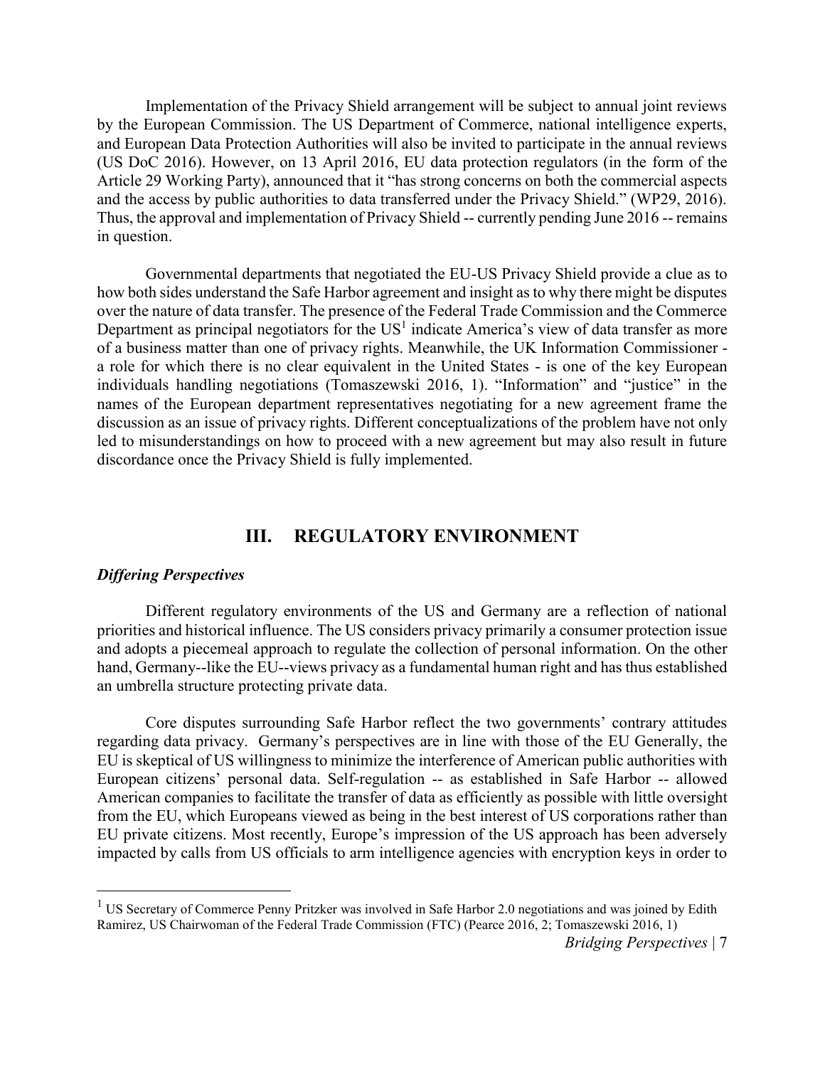Implementation of the Privacy Shield arrangement will be subject to annual joint reviews by the European Commission. The US Department of Commerce, national intelligence experts, and European Data Protection Authorities will also be invited to participate in the annual reviews (US DoC 2016). However, on 13 April 2016, EU data protection regulators (in the form of the Article 29 Working Party), announced that it "has strong concerns on both the commercial aspects and the access by public authorities to data transferred under the Privacy Shield." (WP29, 2016). Thus, the approval and implementation of Privacy Shield -- currently pending June 2016 -- remains in question.

Governmental departments that negotiated the EU-US Privacy Shield provide a clue as to how both sides understand the Safe Harbor agreement and insight as to why there might be disputes over the nature of data transfer. The presence of the Federal Trade Commission and the Commerce Department as principal negotiators for the US[1] indicate America's view of data transfer as more of a business matter than one of privacy rights. Meanwhile, the UK Information Commissioner - a role for which there is no clear equivalent in the United States - is one of the key European individuals handling negotiations (Tomaszewski 2016, 1). "Information" and "justice" in the names of the European department representatives negotiating for a new agreement frame the discussion as an issue of privacy rights. Different conceptualizations of the problem have not only led to misunderstandings on how to proceed with a new agreement but may also result in future discordance once the Privacy Shield is fully implemented.

## III. REGULATORY ENVIRONMENT

### *Differing Perspectives*

Different regulatory environments of the US and Germany are a reflection of national priorities and historical influence. The US considers privacy primarily a consumer protection issue and adopts a piecemeal approach to regulate the collection of personal information. On the other hand, Germany--like the EU--views privacy as a fundamental human right and has thus established an umbrella structure protecting private data.

Core disputes surrounding Safe Harbor reflect the two governments' contrary attitudes regarding data privacy. Germany's perspectives are in line with those of the EU Generally, the EU is skeptical of US willingness to minimize the interference of American public authorities with European citizens' personal data. Self-regulation -- as established in Safe Harbor -- allowed American companies to facilitate the transfer of data as efficiently as possible with little oversight from the EU, which Europeans viewed as being in the best interest of US corporations rather than EU private citizens. Most recently, Europe's impression of the US approach has been adversely impacted by calls from US officials to arm intelligence agencies with encryption keys in order to

[1] US Secretary of Commerce Penny Pritzker was involved in Safe Harbor 2.0 negotiations and was joined by Edith Ramirez, US Chairwoman of the Federal Trade Commission (FTC) (Pearce 2016, 2; Tomaszewski 2016, 1)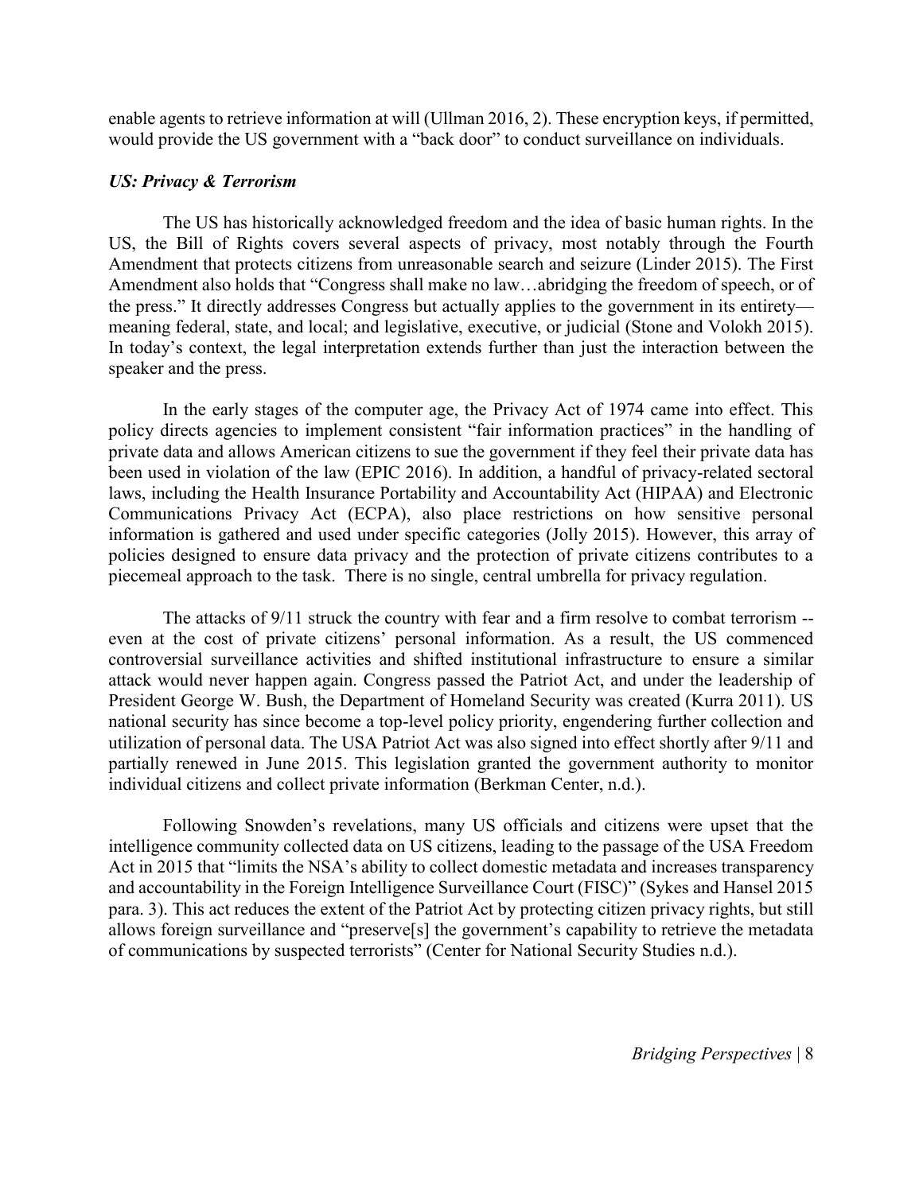enable agents to retrieve information at will (Ullman 2016, 2). These encryption keys, if permitted, would provide the US government with a "back door" to conduct surveillance on individuals.

### *US: Privacy & Terrorism*

The US has historically acknowledged freedom and the idea of basic human rights. In the US, the Bill of Rights covers several aspects of privacy, most notably through the Fourth Amendment that protects citizens from unreasonable search and seizure (Linder 2015). The First Amendment also holds that "Congress shall make no law…abridging the freedom of speech, or of the press." It directly addresses Congress but actually applies to the government in its entirety—meaning federal, state, and local; and legislative, executive, or judicial (Stone and Volokh 2015). In today's context, the legal interpretation extends further than just the interaction between the speaker and the press.

In the early stages of the computer age, the Privacy Act of 1974 came into effect. This policy directs agencies to implement consistent "fair information practices" in the handling of private data and allows American citizens to sue the government if they feel their private data has been used in violation of the law (EPIC 2016). In addition, a handful of privacy-related sectoral laws, including the Health Insurance Portability and Accountability Act (HIPAA) and Electronic Communications Privacy Act (ECPA), also place restrictions on how sensitive personal information is gathered and used under specific categories (Jolly 2015). However, this array of policies designed to ensure data privacy and the protection of private citizens contributes to a piecemeal approach to the task. There is no single, central umbrella for privacy regulation.

The attacks of 9/11 struck the country with fear and a firm resolve to combat terrorism -- even at the cost of private citizens' personal information. As a result, the US commenced controversial surveillance activities and shifted institutional infrastructure to ensure a similar attack would never happen again. Congress passed the Patriot Act, and under the leadership of President George W. Bush, the Department of Homeland Security was created (Kurra 2011). US national security has since become a top-level policy priority, engendering further collection and utilization of personal data. The USA Patriot Act was also signed into effect shortly after 9/11 and partially renewed in June 2015. This legislation granted the government authority to monitor individual citizens and collect private information (Berkman Center, n.d.).

Following Snowden's revelations, many US officials and citizens were upset that the intelligence community collected data on US citizens, leading to the passage of the USA Freedom Act in 2015 that "limits the NSA's ability to collect domestic metadata and increases transparency and accountability in the Foreign Intelligence Surveillance Court (FISC)" (Sykes and Hansel 2015 para. 3). This act reduces the extent of the Patriot Act by protecting citizen privacy rights, but still allows foreign surveillance and "preserve[s] the government's capability to retrieve the metadata of communications by suspected terrorists" (Center for National Security Studies n.d.).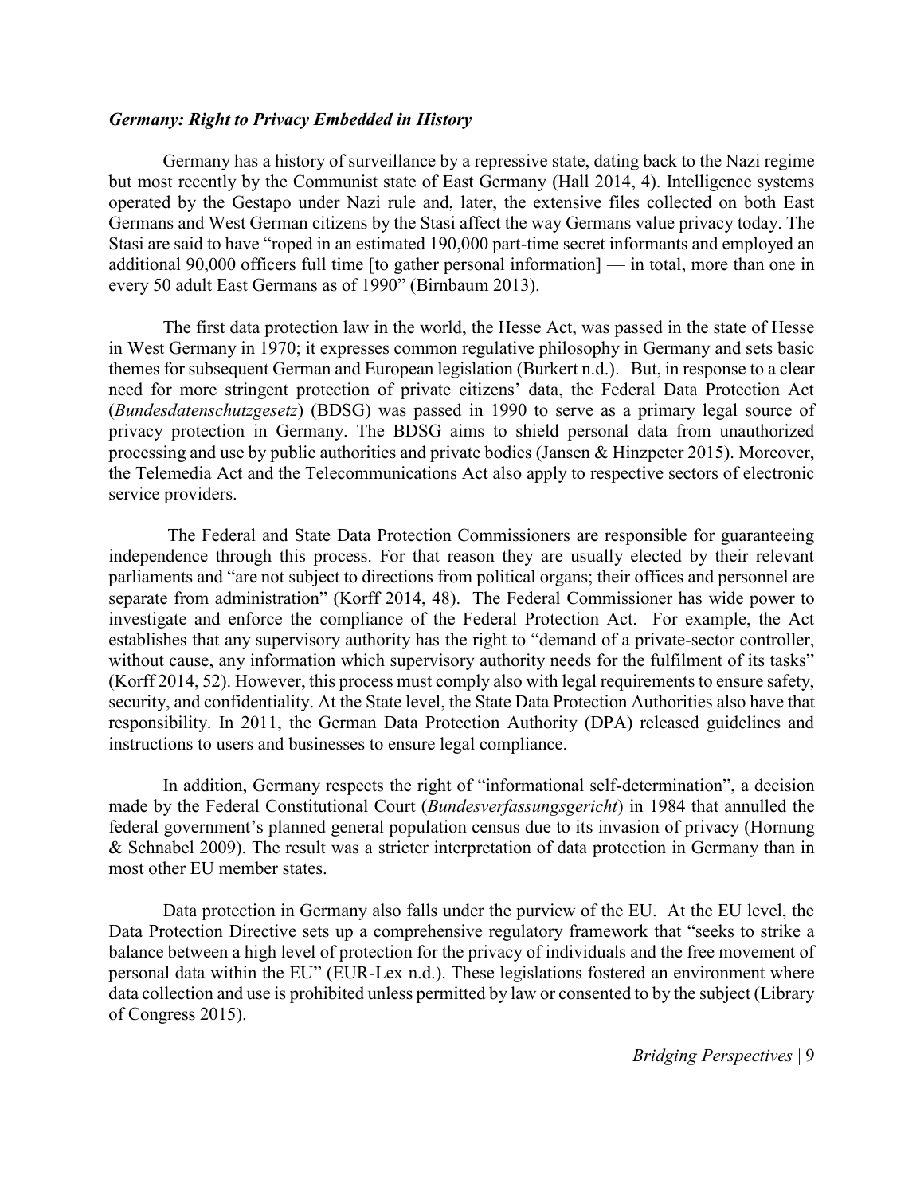### *Germany: Right to Privacy Embedded in History*

Germany has a history of surveillance by a repressive state, dating back to the Nazi regime but most recently by the Communist state of East Germany (Hall 2014, 4). Intelligence systems operated by the Gestapo under Nazi rule and, later, the extensive files collected on both East Germans and West German citizens by the Stasi affect the way Germans value privacy today. The Stasi are said to have "roped in an estimated 190,000 part-time secret informants and employed an additional 90,000 officers full time [to gather personal information] — in total, more than one in every 50 adult East Germans as of 1990" (Birnbaum 2013).

The first data protection law in the world, the Hesse Act, was passed in the state of Hesse in West Germany in 1970; it expresses common regulative philosophy in Germany and sets basic themes for subsequent German and European legislation (Burkert n.d.). But, in response to a clear need for more stringent protection of private citizens' data, the Federal Data Protection Act (*Bundesdatenschutzgesetz*) (BDSG) was passed in 1990 to serve as a primary legal source of privacy protection in Germany. The BDSG aims to shield personal data from unauthorized processing and use by public authorities and private bodies (Jansen & Hinzpeter 2015). Moreover, the Telemedia Act and the Telecommunications Act also apply to respective sectors of electronic service providers.

The Federal and State Data Protection Commissioners are responsible for guaranteeing independence through this process. For that reason they are usually elected by their relevant parliaments and "are not subject to directions from political organs; their offices and personnel are separate from administration" (Korff 2014, 48). The Federal Commissioner has wide power to investigate and enforce the compliance of the Federal Protection Act. For example, the Act establishes that any supervisory authority has the right to "demand of a private-sector controller, without cause, any information which supervisory authority needs for the fulfilment of its tasks" (Korff 2014, 52). However, this process must comply also with legal requirements to ensure safety, security, and confidentiality. At the State level, the State Data Protection Authorities also have that responsibility. In 2011, the German Data Protection Authority (DPA) released guidelines and instructions to users and businesses to ensure legal compliance.

In addition, Germany respects the right of "informational self-determination", a decision made by the Federal Constitutional Court (*Bundesverfassungsgericht*) in 1984 that annulled the federal government's planned general population census due to its invasion of privacy (Hornung & Schnabel 2009). The result was a stricter interpretation of data protection in Germany than in most other EU member states.

Data protection in Germany also falls under the purview of the EU. At the EU level, the Data Protection Directive sets up a comprehensive regulatory framework that "seeks to strike a balance between a high level of protection for the privacy of individuals and the free movement of personal data within the EU" (EUR-Lex n.d.). These legislations fostered an environment where data collection and use is prohibited unless permitted by law or consented to by the subject (Library of Congress 2015).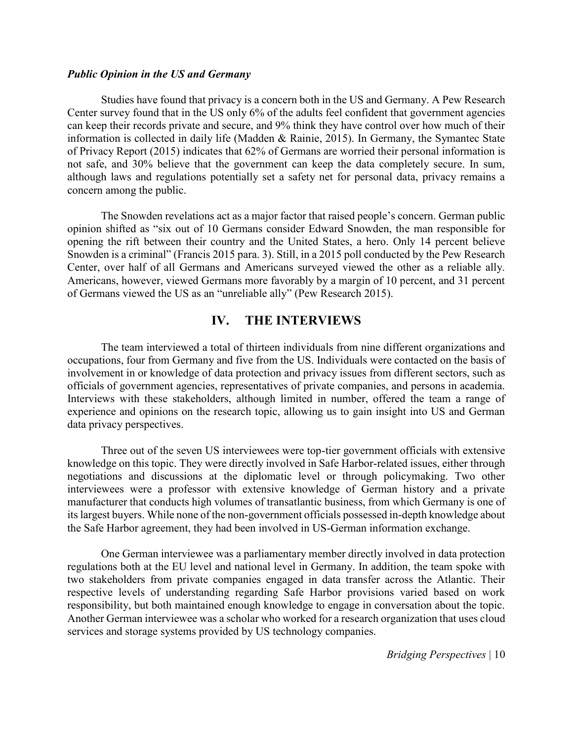### *Public Opinion in the US and Germany*

Studies have found that privacy is a concern both in the US and Germany. A Pew Research Center survey found that in the US only 6% of the adults feel confident that government agencies can keep their records private and secure, and 9% think they have control over how much of their information is collected in daily life (Madden & Rainie, 2015). In Germany, the Symantec State of Privacy Report (2015) indicates that 62% of Germans are worried their personal information is not safe, and 30% believe that the government can keep the data completely secure. In sum, although laws and regulations potentially set a safety net for personal data, privacy remains a concern among the public.

The Snowden revelations act as a major factor that raised people's concern. German public opinion shifted as "six out of 10 Germans consider Edward Snowden, the man responsible for opening the rift between their country and the United States, a hero. Only 14 percent believe Snowden is a criminal" (Francis 2015 para. 3). Still, in a 2015 poll conducted by the Pew Research Center, over half of all Germans and Americans surveyed viewed the other as a reliable ally. Americans, however, viewed Germans more favorably by a margin of 10 percent, and 31 percent of Germans viewed the US as an "unreliable ally" (Pew Research 2015).

## IV. THE INTERVIEWS

The team interviewed a total of thirteen individuals from nine different organizations and occupations, four from Germany and five from the US. Individuals were contacted on the basis of involvement in or knowledge of data protection and privacy issues from different sectors, such as officials of government agencies, representatives of private companies, and persons in academia. Interviews with these stakeholders, although limited in number, offered the team a range of experience and opinions on the research topic, allowing us to gain insight into US and German data privacy perspectives.

Three out of the seven US interviewees were top-tier government officials with extensive knowledge on this topic. They were directly involved in Safe Harbor-related issues, either through negotiations and discussions at the diplomatic level or through policymaking. Two other interviewees were a professor with extensive knowledge of German history and a private manufacturer that conducts high volumes of transatlantic business, from which Germany is one of its largest buyers. While none of the non-government officials possessed in-depth knowledge about the Safe Harbor agreement, they had been involved in US-German information exchange.

One German interviewee was a parliamentary member directly involved in data protection regulations both at the EU level and national level in Germany. In addition, the team spoke with two stakeholders from private companies engaged in data transfer across the Atlantic. Their respective levels of understanding regarding Safe Harbor provisions varied based on work responsibility, but both maintained enough knowledge to engage in conversation about the topic. Another German interviewee was a scholar who worked for a research organization that uses cloud services and storage systems provided by US technology companies.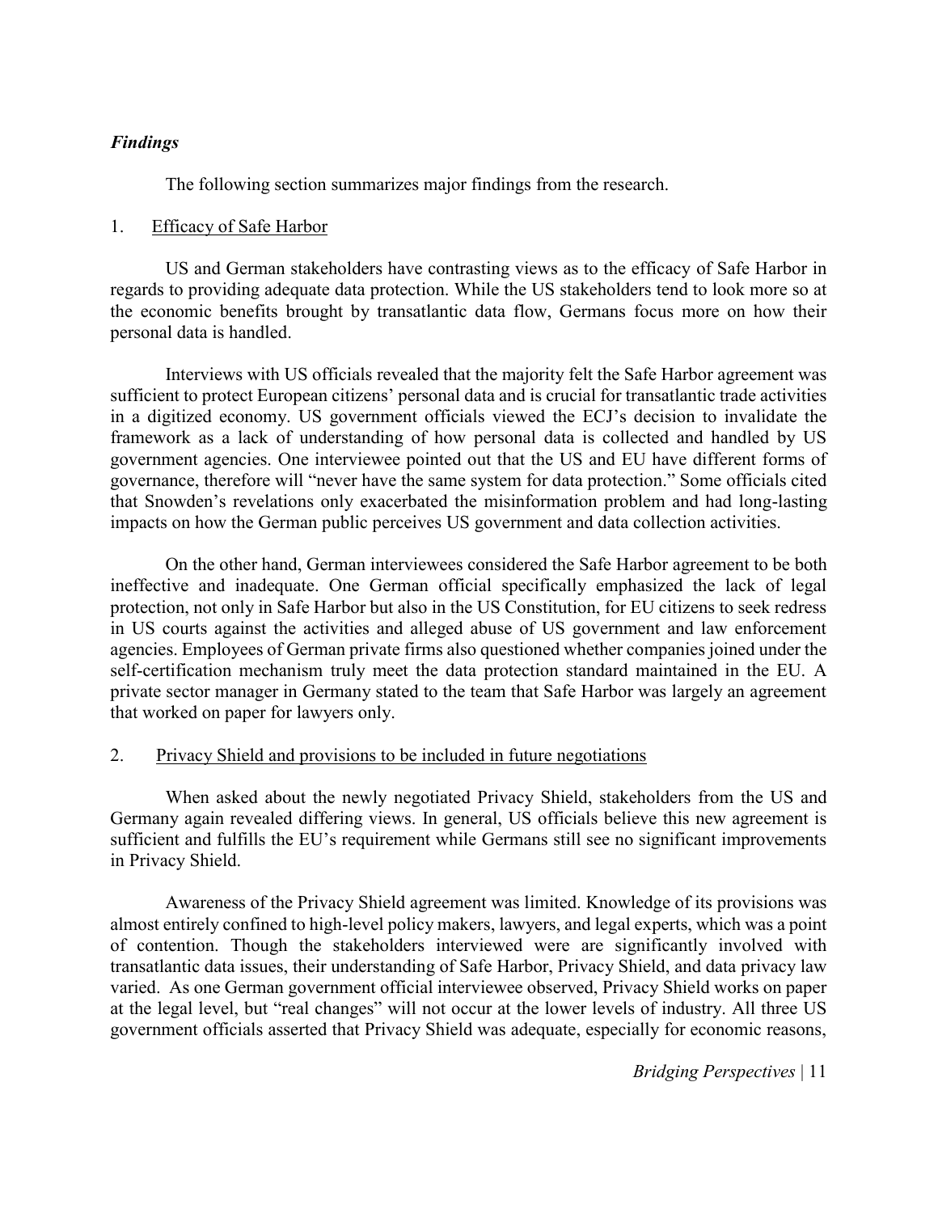### *Findings*

The following section summarizes major findings from the research.

1. Efficacy of Safe Harbor

US and German stakeholders have contrasting views as to the efficacy of Safe Harbor in regards to providing adequate data protection. While the US stakeholders tend to look more so at the economic benefits brought by transatlantic data flow, Germans focus more on how their personal data is handled.

Interviews with US officials revealed that the majority felt the Safe Harbor agreement was sufficient to protect European citizens' personal data and is crucial for transatlantic trade activities in a digitized economy. US government officials viewed the ECJ's decision to invalidate the framework as a lack of understanding of how personal data is collected and handled by US government agencies. One interviewee pointed out that the US and EU have different forms of governance, therefore will "never have the same system for data protection." Some officials cited that Snowden's revelations only exacerbated the misinformation problem and had long-lasting impacts on how the German public perceives US government and data collection activities.

On the other hand, German interviewees considered the Safe Harbor agreement to be both ineffective and inadequate. One German official specifically emphasized the lack of legal protection, not only in Safe Harbor but also in the US Constitution, for EU citizens to seek redress in US courts against the activities and alleged abuse of US government and law enforcement agencies. Employees of German private firms also questioned whether companies joined under the self-certification mechanism truly meet the data protection standard maintained in the EU. A private sector manager in Germany stated to the team that Safe Harbor was largely an agreement that worked on paper for lawyers only.

2. Privacy Shield and provisions to be included in future negotiations

When asked about the newly negotiated Privacy Shield, stakeholders from the US and Germany again revealed differing views. In general, US officials believe this new agreement is sufficient and fulfills the EU's requirement while Germans still see no significant improvements in Privacy Shield.

Awareness of the Privacy Shield agreement was limited. Knowledge of its provisions was almost entirely confined to high-level policy makers, lawyers, and legal experts, which was a point of contention. Though the stakeholders interviewed were are significantly involved with transatlantic data issues, their understanding of Safe Harbor, Privacy Shield, and data privacy law varied. As one German government official interviewee observed, Privacy Shield works on paper at the legal level, but "real changes" will not occur at the lower levels of industry. All three US government officials asserted that Privacy Shield was adequate, especially for economic reasons,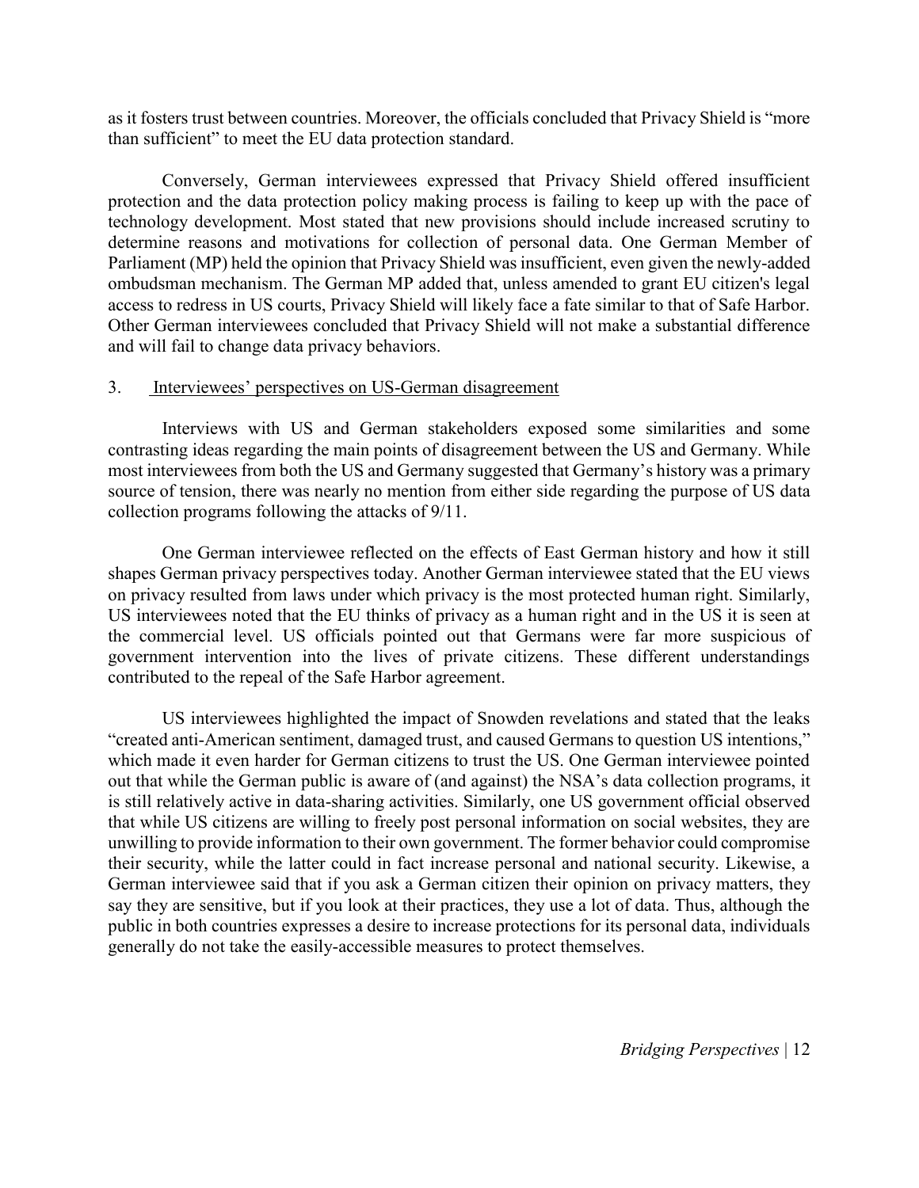as it fosters trust between countries. Moreover, the officials concluded that Privacy Shield is "more than sufficient" to meet the EU data protection standard.

Conversely, German interviewees expressed that Privacy Shield offered insufficient protection and the data protection policy making process is failing to keep up with the pace of technology development. Most stated that new provisions should include increased scrutiny to determine reasons and motivations for collection of personal data. One German Member of Parliament (MP) held the opinion that Privacy Shield was insufficient, even given the newly-added ombudsman mechanism. The German MP added that, unless amended to grant EU citizen's legal access to redress in US courts, Privacy Shield will likely face a fate similar to that of Safe Harbor. Other German interviewees concluded that Privacy Shield will not make a substantial difference and will fail to change data privacy behaviors.

### 3. Interviewees' perspectives on US-German disagreement

Interviews with US and German stakeholders exposed some similarities and some contrasting ideas regarding the main points of disagreement between the US and Germany. While most interviewees from both the US and Germany suggested that Germany's history was a primary source of tension, there was nearly no mention from either side regarding the purpose of US data collection programs following the attacks of 9/11.

One German interviewee reflected on the effects of East German history and how it still shapes German privacy perspectives today. Another German interviewee stated that the EU views on privacy resulted from laws under which privacy is the most protected human right. Similarly, US interviewees noted that the EU thinks of privacy as a human right and in the US it is seen at the commercial level. US officials pointed out that Germans were far more suspicious of government intervention into the lives of private citizens. These different understandings contributed to the repeal of the Safe Harbor agreement.

US interviewees highlighted the impact of Snowden revelations and stated that the leaks "created anti-American sentiment, damaged trust, and caused Germans to question US intentions," which made it even harder for German citizens to trust the US. One German interviewee pointed out that while the German public is aware of (and against) the NSA's data collection programs, it is still relatively active in data-sharing activities. Similarly, one US government official observed that while US citizens are willing to freely post personal information on social websites, they are unwilling to provide information to their own government. The former behavior could compromise their security, while the latter could in fact increase personal and national security. Likewise, a German interviewee said that if you ask a German citizen their opinion on privacy matters, they say they are sensitive, but if you look at their practices, they use a lot of data. Thus, although the public in both countries expresses a desire to increase protections for its personal data, individuals generally do not take the easily-accessible measures to protect themselves.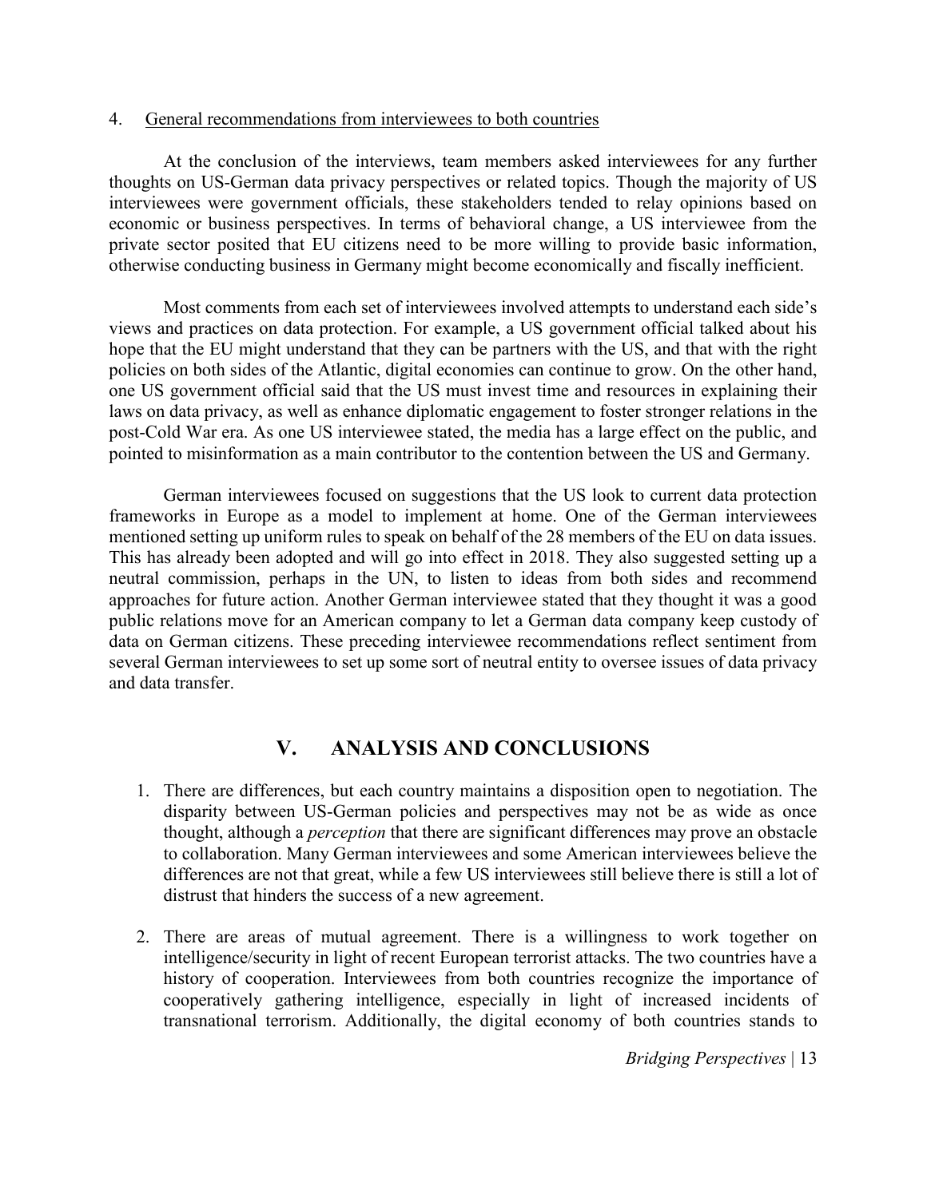4. General recommendations from interviewees to both countries

At the conclusion of the interviews, team members asked interviewees for any further thoughts on US-German data privacy perspectives or related topics. Though the majority of US interviewees were government officials, these stakeholders tended to relay opinions based on economic or business perspectives. In terms of behavioral change, a US interviewee from the private sector posited that EU citizens need to be more willing to provide basic information, otherwise conducting business in Germany might become economically and fiscally inefficient.

Most comments from each set of interviewees involved attempts to understand each side's views and practices on data protection. For example, a US government official talked about his hope that the EU might understand that they can be partners with the US, and that with the right policies on both sides of the Atlantic, digital economies can continue to grow. On the other hand, one US government official said that the US must invest time and resources in explaining their laws on data privacy, as well as enhance diplomatic engagement to foster stronger relations in the post-Cold War era. As one US interviewee stated, the media has a large effect on the public, and pointed to misinformation as a main contributor to the contention between the US and Germany.

German interviewees focused on suggestions that the US look to current data protection frameworks in Europe as a model to implement at home. One of the German interviewees mentioned setting up uniform rules to speak on behalf of the 28 members of the EU on data issues. This has already been adopted and will go into effect in 2018. They also suggested setting up a neutral commission, perhaps in the UN, to listen to ideas from both sides and recommend approaches for future action. Another German interviewee stated that they thought it was a good public relations move for an American company to let a German data company keep custody of data on German citizens. These preceding interviewee recommendations reflect sentiment from several German interviewees to set up some sort of neutral entity to oversee issues of data privacy and data transfer.

## V. ANALYSIS AND CONCLUSIONS

1. There are differences, but each country maintains a disposition open to negotiation. The disparity between US-German policies and perspectives may not be as wide as once thought, although a *perception* that there are significant differences may prove an obstacle to collaboration. Many German interviewees and some American interviewees believe the differences are not that great, while a few US interviewees still believe there is still a lot of distrust that hinders the success of a new agreement.

2. There are areas of mutual agreement. There is a willingness to work together on intelligence/security in light of recent European terrorist attacks. The two countries have a history of cooperation. Interviewees from both countries recognize the importance of cooperatively gathering intelligence, especially in light of increased incidents of transnational terrorism. Additionally, the digital economy of both countries stands to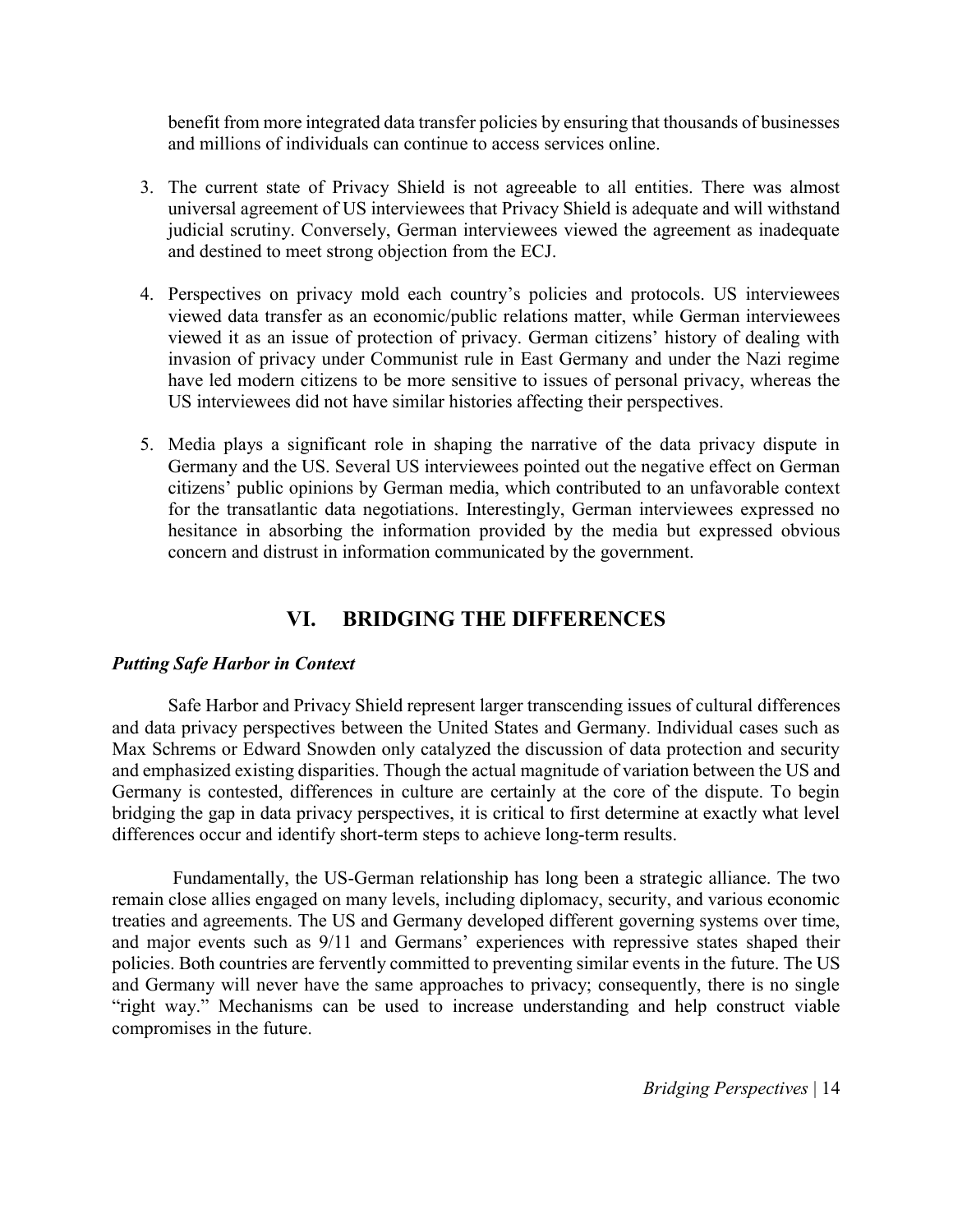benefit from more integrated data transfer policies by ensuring that thousands of businesses and millions of individuals can continue to access services online.

3. The current state of Privacy Shield is not agreeable to all entities. There was almost universal agreement of US interviewees that Privacy Shield is adequate and will withstand judicial scrutiny. Conversely, German interviewees viewed the agreement as inadequate and destined to meet strong objection from the ECJ.

4. Perspectives on privacy mold each country's policies and protocols. US interviewees viewed data transfer as an economic/public relations matter, while German interviewees viewed it as an issue of protection of privacy. German citizens' history of dealing with invasion of privacy under Communist rule in East Germany and under the Nazi regime have led modern citizens to be more sensitive to issues of personal privacy, whereas the US interviewees did not have similar histories affecting their perspectives.

5. Media plays a significant role in shaping the narrative of the data privacy dispute in Germany and the US. Several US interviewees pointed out the negative effect on German citizens' public opinions by German media, which contributed to an unfavorable context for the transatlantic data negotiations. Interestingly, German interviewees expressed no hesitance in absorbing the information provided by the media but expressed obvious concern and distrust in information communicated by the government.

## VI. BRIDGING THE DIFFERENCES

### *Putting Safe Harbor in Context*

Safe Harbor and Privacy Shield represent larger transcending issues of cultural differences and data privacy perspectives between the United States and Germany. Individual cases such as Max Schrems or Edward Snowden only catalyzed the discussion of data protection and security and emphasized existing disparities. Though the actual magnitude of variation between the US and Germany is contested, differences in culture are certainly at the core of the dispute. To begin bridging the gap in data privacy perspectives, it is critical to first determine at exactly what level differences occur and identify short-term steps to achieve long-term results.

Fundamentally, the US-German relationship has long been a strategic alliance. The two remain close allies engaged on many levels, including diplomacy, security, and various economic treaties and agreements. The US and Germany developed different governing systems over time, and major events such as 9/11 and Germans' experiences with repressive states shaped their policies. Both countries are fervently committed to preventing similar events in the future. The US and Germany will never have the same approaches to privacy; consequently, there is no single "right way." Mechanisms can be used to increase understanding and help construct viable compromises in the future.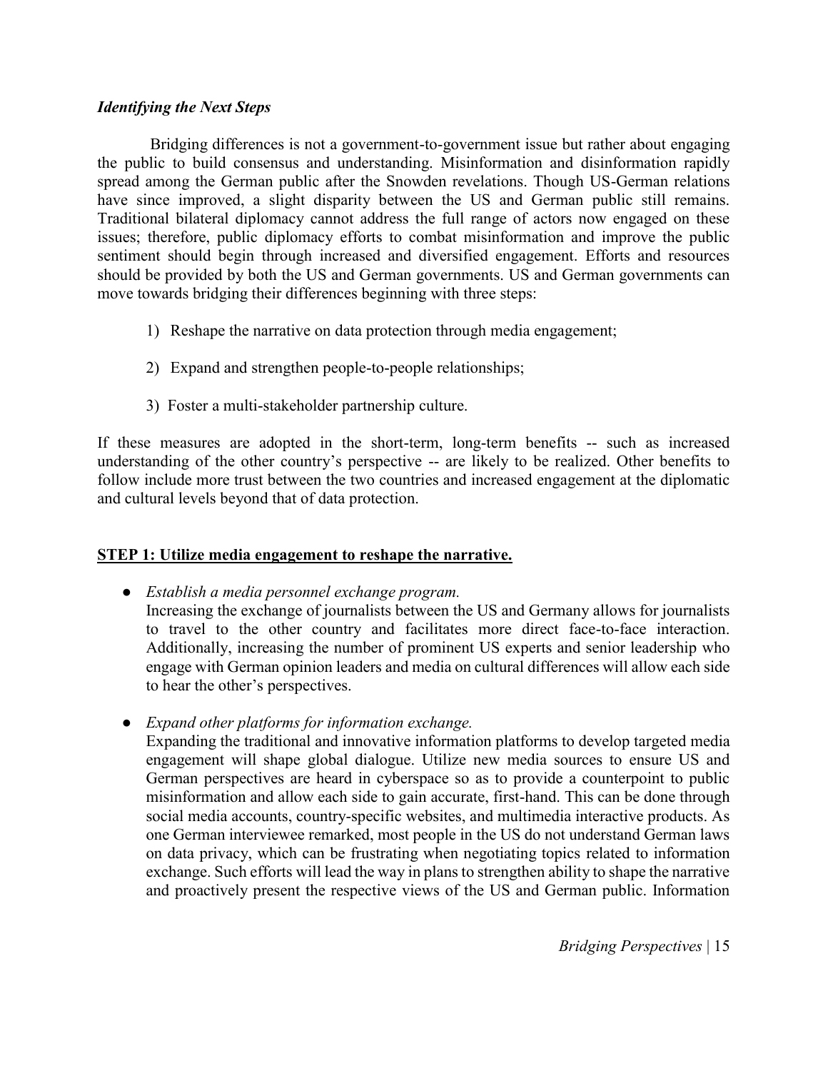### *Identifying the Next Steps*

Bridging differences is not a government-to-government issue but rather about engaging the public to build consensus and understanding. Misinformation and disinformation rapidly spread among the German public after the Snowden revelations. Though US-German relations have since improved, a slight disparity between the US and German public still remains. Traditional bilateral diplomacy cannot address the full range of actors now engaged on these issues; therefore, public diplomacy efforts to combat misinformation and improve the public sentiment should begin through increased and diversified engagement. Efforts and resources should be provided by both the US and German governments. US and German governments can move towards bridging their differences beginning with three steps:

1) Reshape the narrative on data protection through media engagement;

2) Expand and strengthen people-to-people relationships;

3) Foster a multi-stakeholder partnership culture.

If these measures are adopted in the short-term, long-term benefits -- such as increased understanding of the other country's perspective -- are likely to be realized. Other benefits to follow include more trust between the two countries and increased engagement at the diplomatic and cultural levels beyond that of data protection.

#### **STEP 1: Utilize media engagement to reshape the narrative.**

- *Establish a media personnel exchange program.*
  Increasing the exchange of journalists between the US and Germany allows for journalists to travel to the other country and facilitates more direct face-to-face interaction. Additionally, increasing the number of prominent US experts and senior leadership who engage with German opinion leaders and media on cultural differences will allow each side to hear the other's perspectives.

- *Expand other platforms for information exchange.*
  Expanding the traditional and innovative information platforms to develop targeted media engagement will shape global dialogue. Utilize new media sources to ensure US and German perspectives are heard in cyberspace so as to provide a counterpoint to public misinformation and allow each side to gain accurate, first-hand. This can be done through social media accounts, country-specific websites, and multimedia interactive products. As one German interviewee remarked, most people in the US do not understand German laws on data privacy, which can be frustrating when negotiating topics related to information exchange. Such efforts will lead the way in plans to strengthen ability to shape the narrative and proactively present the respective views of the US and German public. Information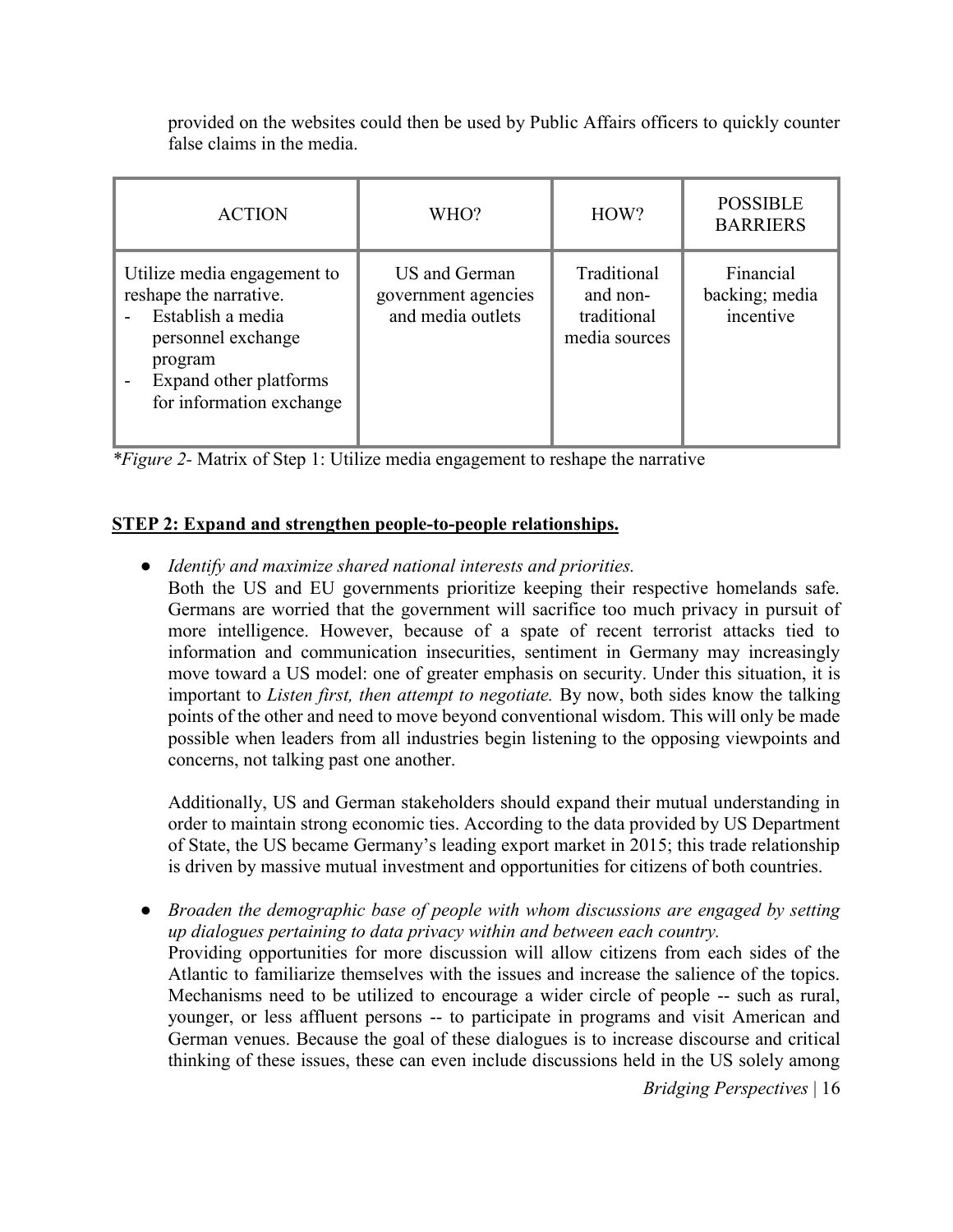provided on the websites could then be used by Public Affairs officers to quickly counter false claims in the media.

| ACTION | WHO? | HOW? | POSSIBLE BARRIERS |
| --- | --- | --- | --- |
| Utilize media engagement to reshape the narrative.<br>- Establish a media personnel exchange program<br>- Expand other platforms for information exchange | US and German government agencies and media outlets | Traditional and non-traditional media sources | Financial backing; media incentive |

**Figure 2*- Matrix of Step 1: Utilize media engagement to reshape the narrative

**STEP 2: Expand and strengthen people-to-people relationships.**

- *Identify and maximize shared national interests and priorities.*
  Both the US and EU governments prioritize keeping their respective homelands safe. Germans are worried that the government will sacrifice too much privacy in pursuit of more intelligence. However, because of a spate of recent terrorist attacks tied to information and communication insecurities, sentiment in Germany may increasingly move toward a US model: one of greater emphasis on security. Under this situation, it is important to *Listen first, then attempt to negotiate.* By now, both sides know the talking points of the other and need to move beyond conventional wisdom. This will only be made possible when leaders from all industries begin listening to the opposing viewpoints and concerns, not talking past one another.

  Additionally, US and German stakeholders should expand their mutual understanding in order to maintain strong economic ties. According to the data provided by US Department of State, the US became Germany's leading export market in 2015; this trade relationship is driven by massive mutual investment and opportunities for citizens of both countries.

- *Broaden the demographic base of people with whom discussions are engaged by setting up dialogues pertaining to data privacy within and between each country.*
  Providing opportunities for more discussion will allow citizens from each sides of the Atlantic to familiarize themselves with the issues and increase the salience of the topics. Mechanisms need to be utilized to encourage a wider circle of people -- such as rural, younger, or less affluent persons -- to participate in programs and visit American and German venues. Because the goal of these dialogues is to increase discourse and critical thinking of these issues, these can even include discussions held in the US solely among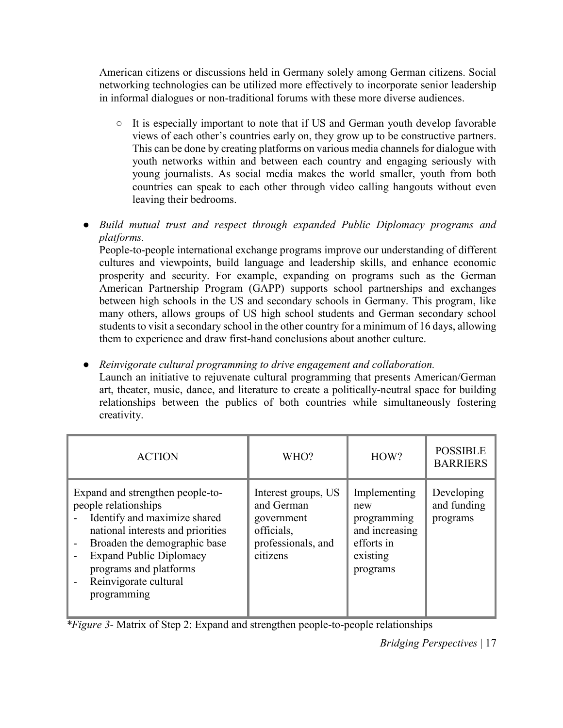American citizens or discussions held in Germany solely among German citizens. Social networking technologies can be utilized more effectively to incorporate senior leadership in informal dialogues or non-traditional forums with these more diverse audiences.

  - It is especially important to note that if US and German youth develop favorable views of each other's countries early on, they grow up to be constructive partners. This can be done by creating platforms on various media channels for dialogue with youth networks within and between each country and engaging seriously with young journalists. As social media makes the world smaller, youth from both countries can speak to each other through video calling hangouts without even leaving their bedrooms.

- *Build mutual trust and respect through expanded Public Diplomacy programs and platforms.*
  People-to-people international exchange programs improve our understanding of different cultures and viewpoints, build language and leadership skills, and enhance economic prosperity and security. For example, expanding on programs such as the German American Partnership Program (GAPP) supports school partnerships and exchanges between high schools in the US and secondary schools in Germany. This program, like many others, allows groups of US high school students and German secondary school students to visit a secondary school in the other country for a minimum of 16 days, allowing them to experience and draw first-hand conclusions about another culture.

- *Reinvigorate cultural programming to drive engagement and collaboration.*
  Launch an initiative to rejuvenate cultural programming that presents American/German art, theater, music, dance, and literature to create a politically-neutral space for building relationships between the publics of both countries while simultaneously fostering creativity.

| ACTION | WHO? | HOW? | POSSIBLE BARRIERS |
|---|---|---|---|
| Expand and strengthen people-to-people relationships<br>- Identify and maximize shared national interests and priorities<br>- Broaden the demographic base<br>- Expand Public Diplomacy programs and platforms<br>- Reinvigorate cultural programming | Interest groups, US and German government officials, professionals, and citizens | Implementing new programming and increasing efforts in existing programs | Developing and funding programs |

*\*Figure 3-* Matrix of Step 2: Expand and strengthen people-to-people relationships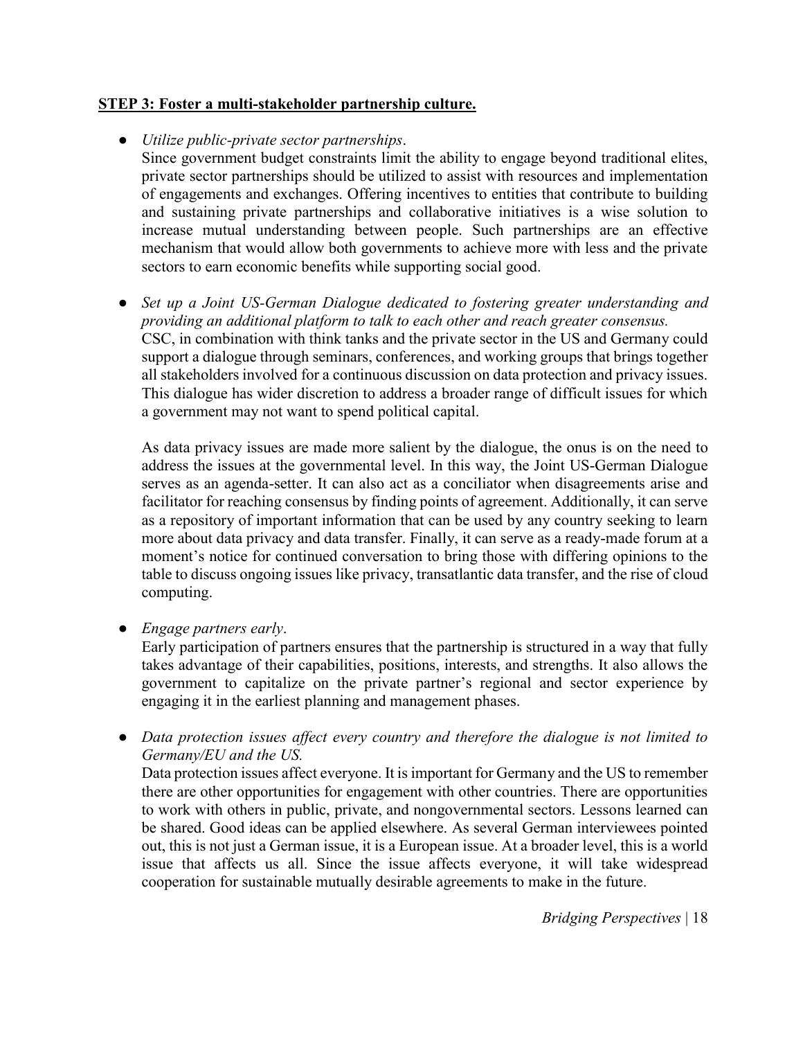**STEP 3: Foster a multi-stakeholder partnership culture.**

- *Utilize public-private sector partnerships*.
  Since government budget constraints limit the ability to engage beyond traditional elites, private sector partnerships should be utilized to assist with resources and implementation of engagements and exchanges. Offering incentives to entities that contribute to building and sustaining private partnerships and collaborative initiatives is a wise solution to increase mutual understanding between people. Such partnerships are an effective mechanism that would allow both governments to achieve more with less and the private sectors to earn economic benefits while supporting social good.

- *Set up a Joint US-German Dialogue dedicated to fostering greater understanding and providing an additional platform to talk to each other and reach greater consensus.*
  CSC, in combination with think tanks and the private sector in the US and Germany could support a dialogue through seminars, conferences, and working groups that brings together all stakeholders involved for a continuous discussion on data protection and privacy issues. This dialogue has wider discretion to address a broader range of difficult issues for which a government may not want to spend political capital.

  As data privacy issues are made more salient by the dialogue, the onus is on the need to address the issues at the governmental level. In this way, the Joint US-German Dialogue serves as an agenda-setter. It can also act as a conciliator when disagreements arise and facilitator for reaching consensus by finding points of agreement. Additionally, it can serve as a repository of important information that can be used by any country seeking to learn more about data privacy and data transfer. Finally, it can serve as a ready-made forum at a moment's notice for continued conversation to bring those with differing opinions to the table to discuss ongoing issues like privacy, transatlantic data transfer, and the rise of cloud computing.

- *Engage partners early*.
  Early participation of partners ensures that the partnership is structured in a way that fully takes advantage of their capabilities, positions, interests, and strengths. It also allows the government to capitalize on the private partner's regional and sector experience by engaging it in the earliest planning and management phases.

- *Data protection issues affect every country and therefore the dialogue is not limited to Germany/EU and the US.*
  Data protection issues affect everyone. It is important for Germany and the US to remember there are other opportunities for engagement with other countries. There are opportunities to work with others in public, private, and nongovernmental sectors. Lessons learned can be shared. Good ideas can be applied elsewhere. As several German interviewees pointed out, this is not just a German issue, it is a European issue. At a broader level, this is a world issue that affects us all. Since the issue affects everyone, it will take widespread cooperation for sustainable mutually desirable agreements to make in the future.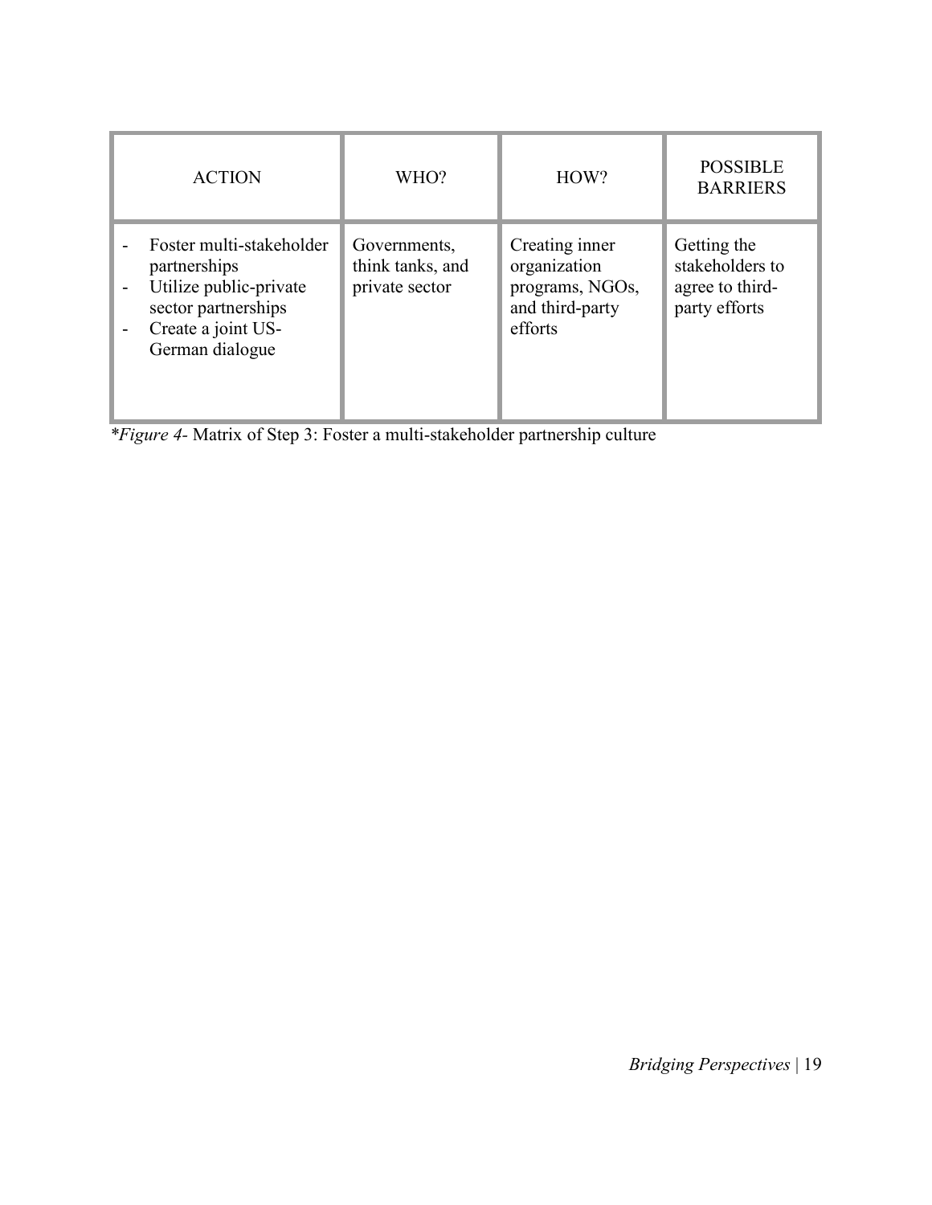| ACTION | WHO? | HOW? | POSSIBLE BARRIERS |
| --- | --- | --- | --- |
| - Foster multi-stakeholder partnerships<br>- Utilize public-private sector partnerships<br>- Create a joint US-German dialogue | Governments, think tanks, and private sector | Creating inner organization programs, NGOs, and third-party efforts | Getting the stakeholders to agree to third-party efforts |

**Figure 4*- Matrix of Step 3: Foster a multi-stakeholder partnership culture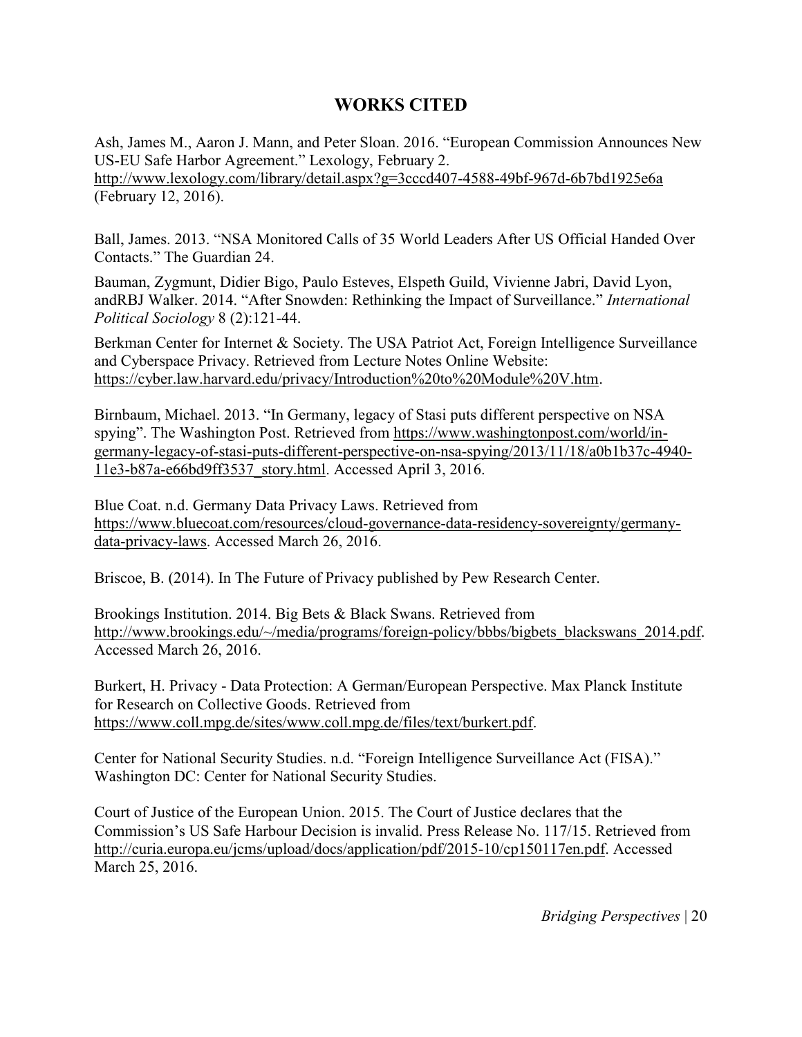# WORKS CITED

Ash, James M., Aaron J. Mann, and Peter Sloan. 2016. "European Commission Announces New US-EU Safe Harbor Agreement." Lexology, February 2. http://www.lexology.com/library/detail.aspx?g=3cccd407-4588-49bf-967d-6b7bd1925e6a (February 12, 2016).

Ball, James. 2013. "NSA Monitored Calls of 35 World Leaders After US Official Handed Over Contacts." The Guardian 24.

Bauman, Zygmunt, Didier Bigo, Paulo Esteves, Elspeth Guild, Vivienne Jabri, David Lyon, andRBJ Walker. 2014. "After Snowden: Rethinking the Impact of Surveillance." *International Political Sociology* 8 (2):121-44.

Berkman Center for Internet & Society. The USA Patriot Act, Foreign Intelligence Surveillance and Cyberspace Privacy. Retrieved from Lecture Notes Online Website: https://cyber.law.harvard.edu/privacy/Introduction%20to%20Module%20V.htm.

Birnbaum, Michael. 2013. "In Germany, legacy of Stasi puts different perspective on NSA spying". The Washington Post. Retrieved from https://www.washingtonpost.com/world/in-germany-legacy-of-stasi-puts-different-perspective-on-nsa-spying/2013/11/18/a0b1b37c-4940-11e3-b87a-e66bd9ff3537_story.html. Accessed April 3, 2016.

Blue Coat. n.d. Germany Data Privacy Laws. Retrieved from https://www.bluecoat.com/resources/cloud-governance-data-residency-sovereignty/germany-data-privacy-laws. Accessed March 26, 2016.

Briscoe, B. (2014). In The Future of Privacy published by Pew Research Center.

Brookings Institution. 2014. Big Bets & Black Swans. Retrieved from http://www.brookings.edu/~/media/programs/foreign-policy/bbbs/bigbets_blackswans_2014.pdf. Accessed March 26, 2016.

Burkert, H. Privacy - Data Protection: A German/European Perspective. Max Planck Institute for Research on Collective Goods. Retrieved from https://www.coll.mpg.de/sites/www.coll.mpg.de/files/text/burkert.pdf.

Center for National Security Studies. n.d. "Foreign Intelligence Surveillance Act (FISA)." Washington DC: Center for National Security Studies.

Court of Justice of the European Union. 2015. The Court of Justice declares that the Commission's US Safe Harbour Decision is invalid. Press Release No. 117/15. Retrieved from http://curia.europa.eu/jcms/upload/docs/application/pdf/2015-10/cp150117en.pdf. Accessed March 25, 2016.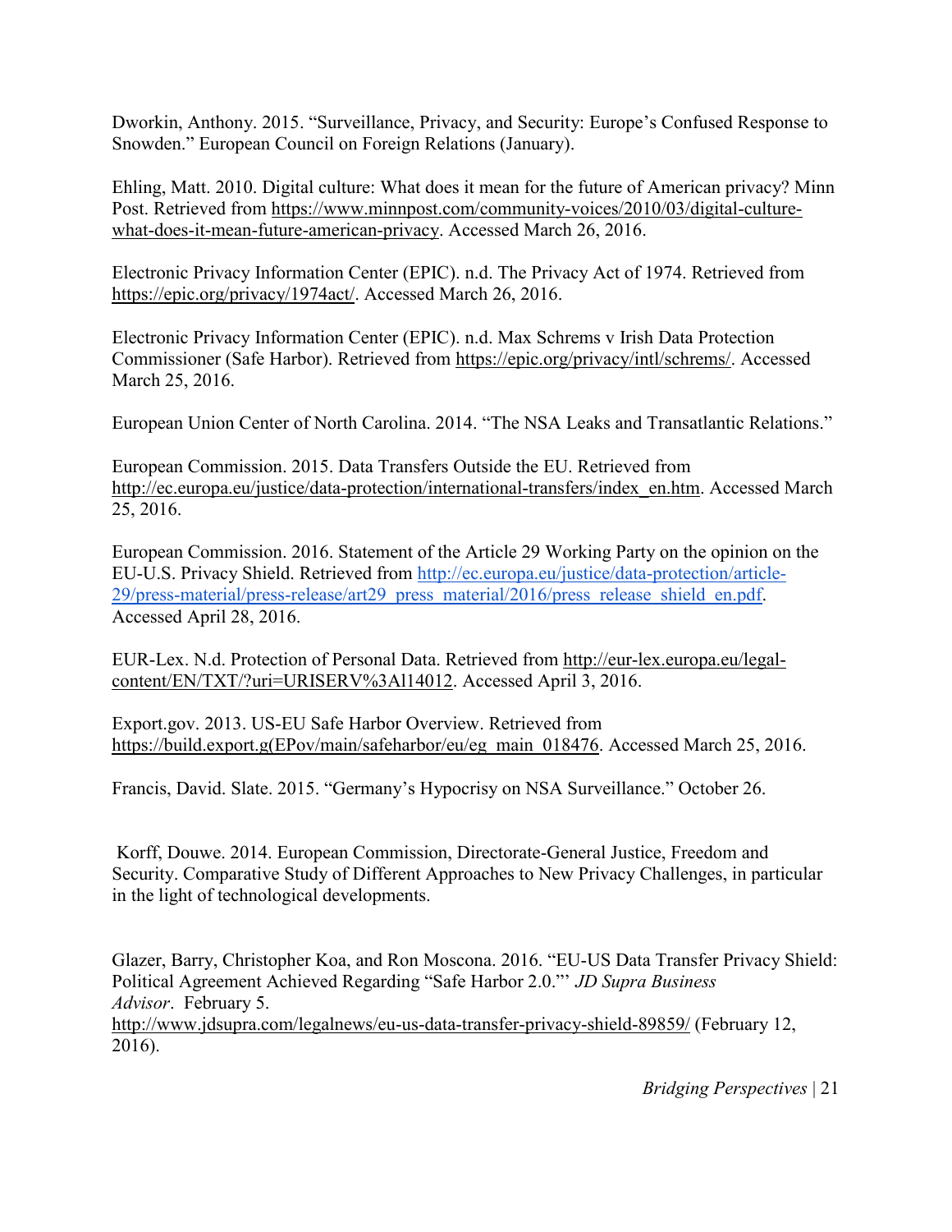Dworkin, Anthony. 2015. "Surveillance, Privacy, and Security: Europe's Confused Response to Snowden." European Council on Foreign Relations (January).

Ehling, Matt. 2010. Digital culture: What does it mean for the future of American privacy? Minn Post. Retrieved from https://www.minnpost.com/community-voices/2010/03/digital-culture-what-does-it-mean-future-american-privacy. Accessed March 26, 2016.

Electronic Privacy Information Center (EPIC). n.d. The Privacy Act of 1974. Retrieved from https://epic.org/privacy/1974act/. Accessed March 26, 2016.

Electronic Privacy Information Center (EPIC). n.d. Max Schrems v Irish Data Protection Commissioner (Safe Harbor). Retrieved from https://epic.org/privacy/intl/schrems/. Accessed March 25, 2016.

European Union Center of North Carolina. 2014. "The NSA Leaks and Transatlantic Relations."

European Commission. 2015. Data Transfers Outside the EU. Retrieved from http://ec.europa.eu/justice/data-protection/international-transfers/index_en.htm. Accessed March 25, 2016.

European Commission. 2016. Statement of the Article 29 Working Party on the opinion on the EU-U.S. Privacy Shield. Retrieved from http://ec.europa.eu/justice/data-protection/article-29/press-material/press-release/art29_press_material/2016/press_release_shield_en.pdf. Accessed April 28, 2016.

EUR-Lex. N.d. Protection of Personal Data. Retrieved from http://eur-lex.europa.eu/legal-content/EN/TXT/?uri=URISERV%3Al14012. Accessed April 3, 2016.

Export.gov. 2013. US-EU Safe Harbor Overview. Retrieved from https://build.export.g(EPov/main/safeharbor/eu/eg_main_018476. Accessed March 25, 2016.

Francis, David. Slate. 2015. "Germany's Hypocrisy on NSA Surveillance." October 26.

Korff, Douwe. 2014. European Commission, Directorate-General Justice, Freedom and Security. Comparative Study of Different Approaches to New Privacy Challenges, in particular in the light of technological developments.

Glazer, Barry, Christopher Koa, and Ron Moscona. 2016. "EU-US Data Transfer Privacy Shield: Political Agreement Achieved Regarding "Safe Harbor 2.0."" *JD Supra Business Advisor*. February 5. http://www.jdsupra.com/legalnews/eu-us-data-transfer-privacy-shield-89859/ (February 12, 2016).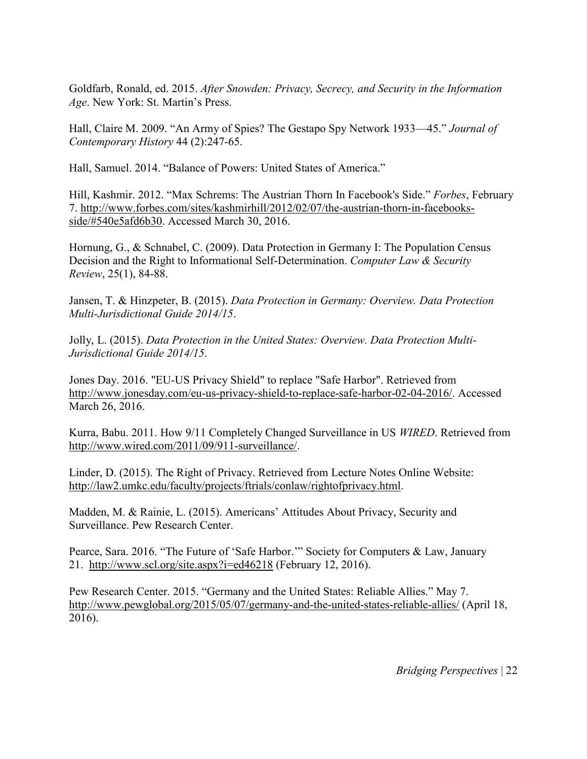Goldfarb, Ronald, ed. 2015. *After Snowden: Privacy, Secrecy, and Security in the Information Age*. New York: St. Martin's Press.

Hall, Claire M. 2009. "An Army of Spies? The Gestapo Spy Network 1933—45." *Journal of Contemporary History* 44 (2):247-65.

Hall, Samuel. 2014. "Balance of Powers: United States of America."

Hill, Kashmir. 2012. "Max Schrems: The Austrian Thorn In Facebook's Side." *Forbes*, February 7. http://www.forbes.com/sites/kashmirhill/2012/02/07/the-austrian-thorn-in-facebooks-side/#540e5afd6b30. Accessed March 30, 2016.

Hornung, G., & Schnabel, C. (2009). Data Protection in Germany I: The Population Census Decision and the Right to Informational Self-Determination. *Computer Law & Security Review*, 25(1), 84-88.

Jansen, T. & Hinzpeter, B. (2015). *Data Protection in Germany: Overview. Data Protection Multi-Jurisdictional Guide 2014/15*.

Jolly, L. (2015). *Data Protection in the United States: Overview. Data Protection Multi-Jurisdictional Guide 2014/15*.

Jones Day. 2016. "EU-US Privacy Shield" to replace "Safe Harbor". Retrieved from http://www.jonesday.com/eu-us-privacy-shield-to-replace-safe-harbor-02-04-2016/. Accessed March 26, 2016.

Kurra, Babu. 2011. How 9/11 Completely Changed Surveillance in US *WIRED*. Retrieved from http://www.wired.com/2011/09/911-surveillance/.

Linder, D. (2015). The Right of Privacy. Retrieved from Lecture Notes Online Website: http://law2.umkc.edu/faculty/projects/ftrials/conlaw/rightofprivacy.html.

Madden, M. & Rainie, L. (2015). Americans' Attitudes About Privacy, Security and Surveillance. Pew Research Center.

Pearce, Sara. 2016. "The Future of 'Safe Harbor.'" Society for Computers & Law, January 21. http://www.scl.org/site.aspx?i=ed46218 (February 12, 2016).

Pew Research Center. 2015. "Germany and the United States: Reliable Allies." May 7. http://www.pewglobal.org/2015/05/07/germany-and-the-united-states-reliable-allies/ (April 18, 2016).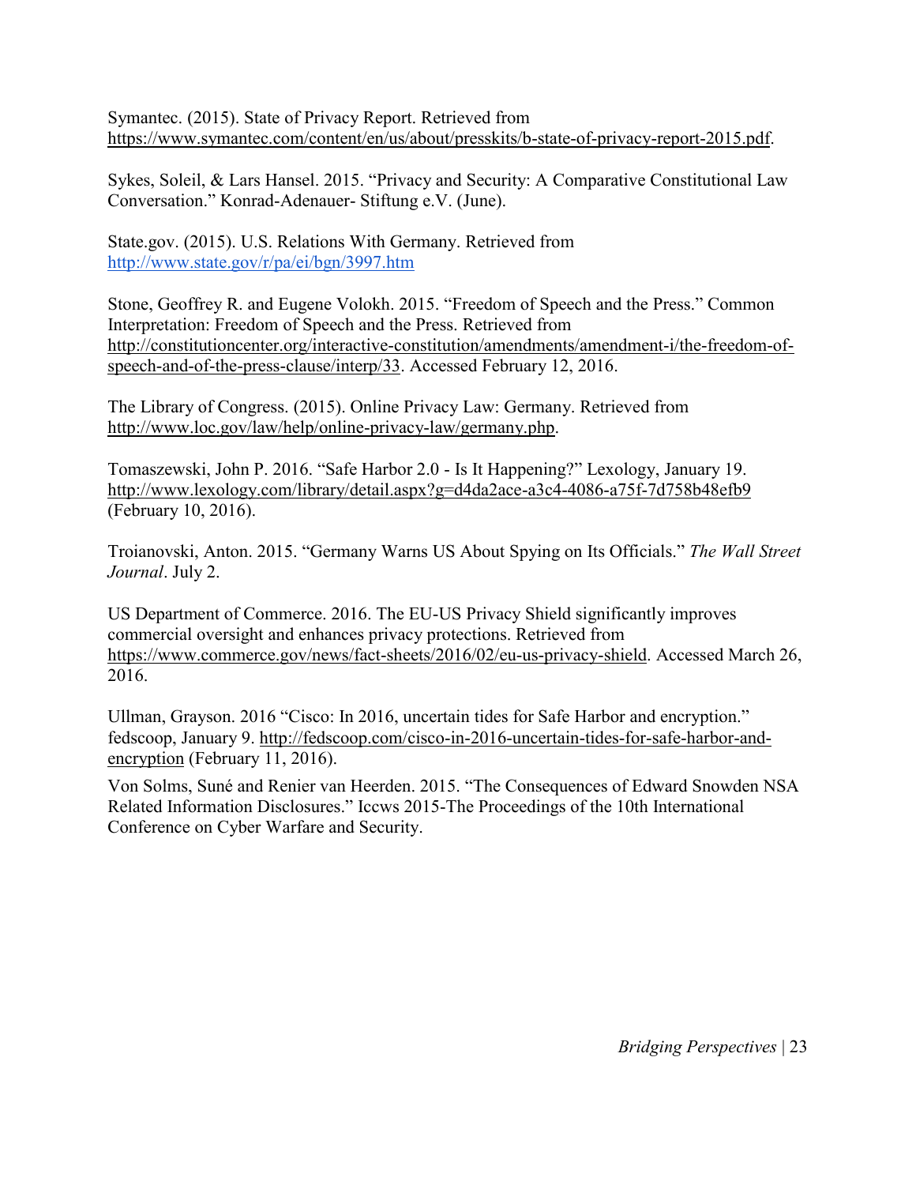Symantec. (2015). State of Privacy Report. Retrieved from https://www.symantec.com/content/en/us/about/presskits/b-state-of-privacy-report-2015.pdf.

Sykes, Soleil, & Lars Hansel. 2015. "Privacy and Security: A Comparative Constitutional Law Conversation." Konrad-Adenauer- Stiftung e.V. (June).

State.gov. (2015). U.S. Relations With Germany. Retrieved from http://www.state.gov/r/pa/ei/bgn/3997.htm

Stone, Geoffrey R. and Eugene Volokh. 2015. "Freedom of Speech and the Press." Common Interpretation: Freedom of Speech and the Press. Retrieved from http://constitutioncenter.org/interactive-constitution/amendments/amendment-i/the-freedom-of-speech-and-of-the-press-clause/interp/33. Accessed February 12, 2016.

The Library of Congress. (2015). Online Privacy Law: Germany. Retrieved from http://www.loc.gov/law/help/online-privacy-law/germany.php.

Tomaszewski, John P. 2016. "Safe Harbor 2.0 - Is It Happening?" Lexology, January 19. http://www.lexology.com/library/detail.aspx?g=d4da2ace-a3c4-4086-a75f-7d758b48efb9 (February 10, 2016).

Troianovski, Anton. 2015. "Germany Warns US About Spying on Its Officials." *The Wall Street Journal*. July 2.

US Department of Commerce. 2016. The EU-US Privacy Shield significantly improves commercial oversight and enhances privacy protections. Retrieved from https://www.commerce.gov/news/fact-sheets/2016/02/eu-us-privacy-shield. Accessed March 26, 2016.

Ullman, Grayson. 2016 "Cisco: In 2016, uncertain tides for Safe Harbor and encryption." fedscoop, January 9. http://fedscoop.com/cisco-in-2016-uncertain-tides-for-safe-harbor-and-encryption (February 11, 2016).

Von Solms, Suné and Renier van Heerden. 2015. "The Consequences of Edward Snowden NSA Related Information Disclosures." Iccws 2015-The Proceedings of the 10th International Conference on Cyber Warfare and Security.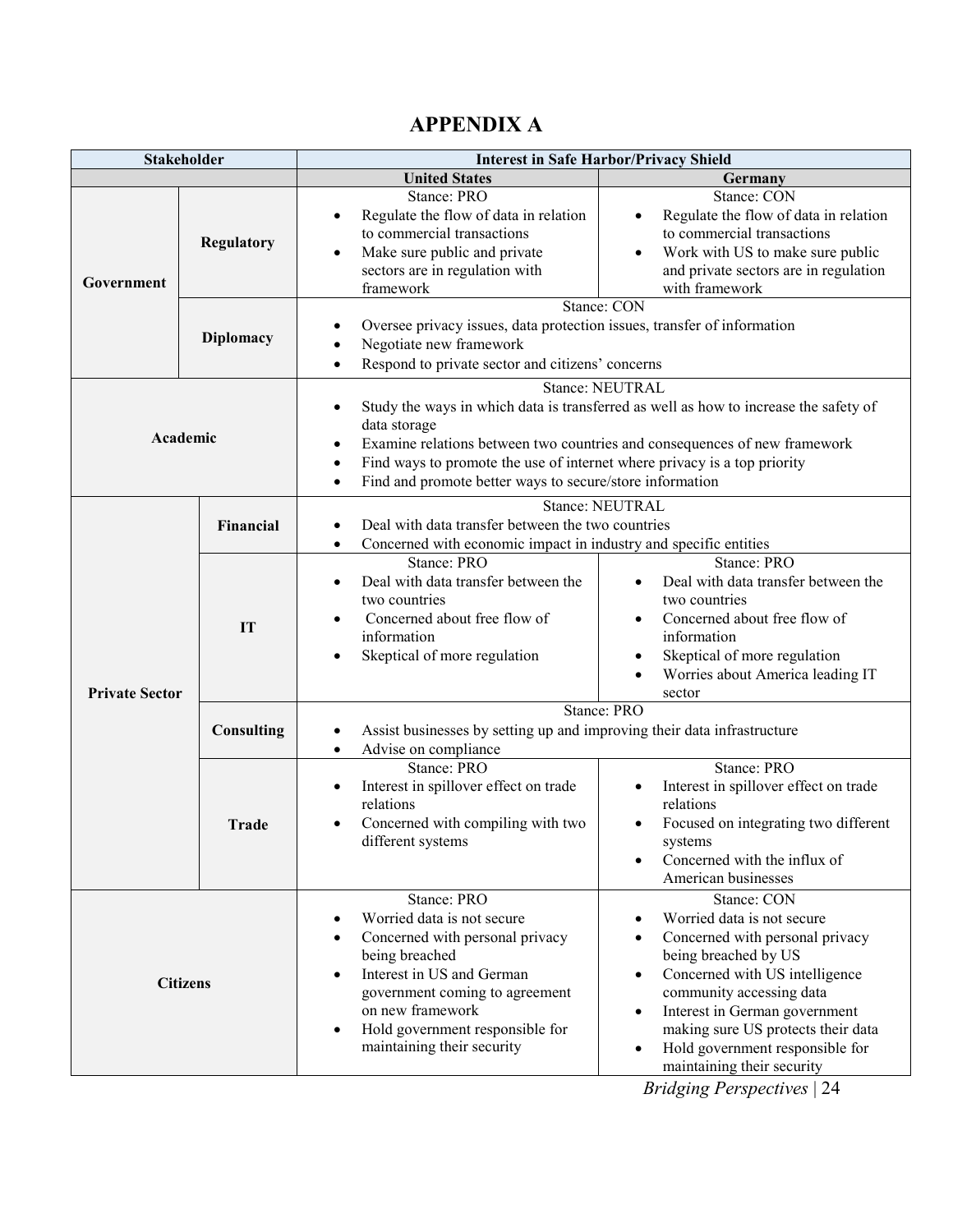# APPENDIX A

| Stakeholder | | Interest in Safe Harbor/Privacy Shield | |
|---|---|---|---|
| | | United States | Germany |
| Government | Regulatory | Stance: PRO<br>• Regulate the flow of data in relation to commercial transactions<br>• Make sure public and private sectors are in regulation with framework | Stance: CON<br>• Regulate the flow of data in relation to commercial transactions<br>• Work with US to make sure public and private sectors are in regulation with framework |
| | Diplomacy | Stance: CON<br>• Oversee privacy issues, data protection issues, transfer of information<br>• Negotiate new framework<br>• Respond to private sector and citizens' concerns | |
| Academic | | Stance: NEUTRAL<br>• Study the ways in which data is transferred as well as how to increase the safety of data storage<br>• Examine relations between two countries and consequences of new framework<br>• Find ways to promote the use of internet where privacy is a top priority<br>• Find and promote better ways to secure/store information | |
| Private Sector | Financial | Stance: NEUTRAL<br>• Deal with data transfer between the two countries<br>• Concerned with economic impact in industry and specific entities | |
| | IT | Stance: PRO<br>• Deal with data transfer between the two countries<br>• Concerned about free flow of information<br>• Skeptical of more regulation | Stance: PRO<br>• Deal with data transfer between the two countries<br>• Concerned about free flow of information<br>• Skeptical of more regulation<br>• Worries about America leading IT sector |
| | Consulting | Stance: PRO<br>• Assist businesses by setting up and improving their data infrastructure<br>• Advise on compliance | |
| | Trade | Stance: PRO<br>• Interest in spillover effect on trade relations<br>• Concerned with compiling with two different systems | Stance: PRO<br>• Interest in spillover effect on trade relations<br>• Focused on integrating two different systems<br>• Concerned with the influx of American businesses |
| Citizens | | Stance: PRO<br>• Worried data is not secure<br>• Concerned with personal privacy being breached<br>• Interest in US and German government coming to agreement on new framework<br>• Hold government responsible for maintaining their security | Stance: CON<br>• Worried data is not secure<br>• Concerned with personal privacy being breached by US<br>• Concerned with US intelligence community accessing data<br>• Interest in German government making sure US protects their data<br>• Hold government responsible for maintaining their security |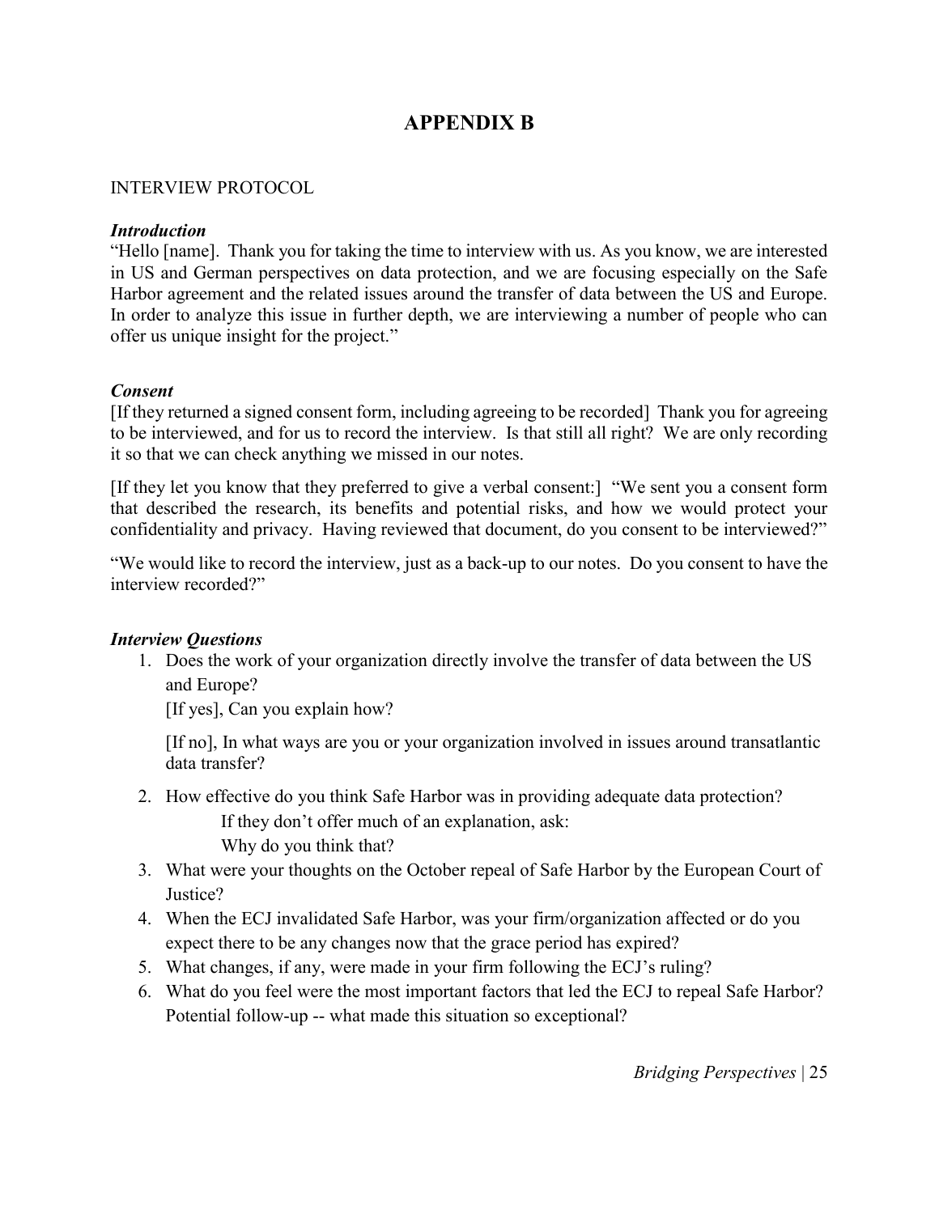# APPENDIX B

INTERVIEW PROTOCOL

***Introduction***

"Hello [name]. Thank you for taking the time to interview with us. As you know, we are interested in US and German perspectives on data protection, and we are focusing especially on the Safe Harbor agreement and the related issues around the transfer of data between the US and Europe. In order to analyze this issue in further depth, we are interviewing a number of people who can offer us unique insight for the project."

***Consent***

[If they returned a signed consent form, including agreeing to be recorded] Thank you for agreeing to be interviewed, and for us to record the interview. Is that still all right? We are only recording it so that we can check anything we missed in our notes.

[If they let you know that they preferred to give a verbal consent:] "We sent you a consent form that described the research, its benefits and potential risks, and how we would protect your confidentiality and privacy. Having reviewed that document, do you consent to be interviewed?"

"We would like to record the interview, just as a back-up to our notes. Do you consent to have the interview recorded?"

***Interview Questions***

1. Does the work of your organization directly involve the transfer of data between the US and Europe?
   [If yes], Can you explain how?

   [If no], In what ways are you or your organization involved in issues around transatlantic data transfer?

2. How effective do you think Safe Harbor was in providing adequate data protection?
   If they don't offer much of an explanation, ask:
   Why do you think that?
3. What were your thoughts on the October repeal of Safe Harbor by the European Court of Justice?
4. When the ECJ invalidated Safe Harbor, was your firm/organization affected or do you expect there to be any changes now that the grace period has expired?
5. What changes, if any, were made in your firm following the ECJ's ruling?
6. What do you feel were the most important factors that led the ECJ to repeal Safe Harbor?
   Potential follow-up -- what made this situation so exceptional?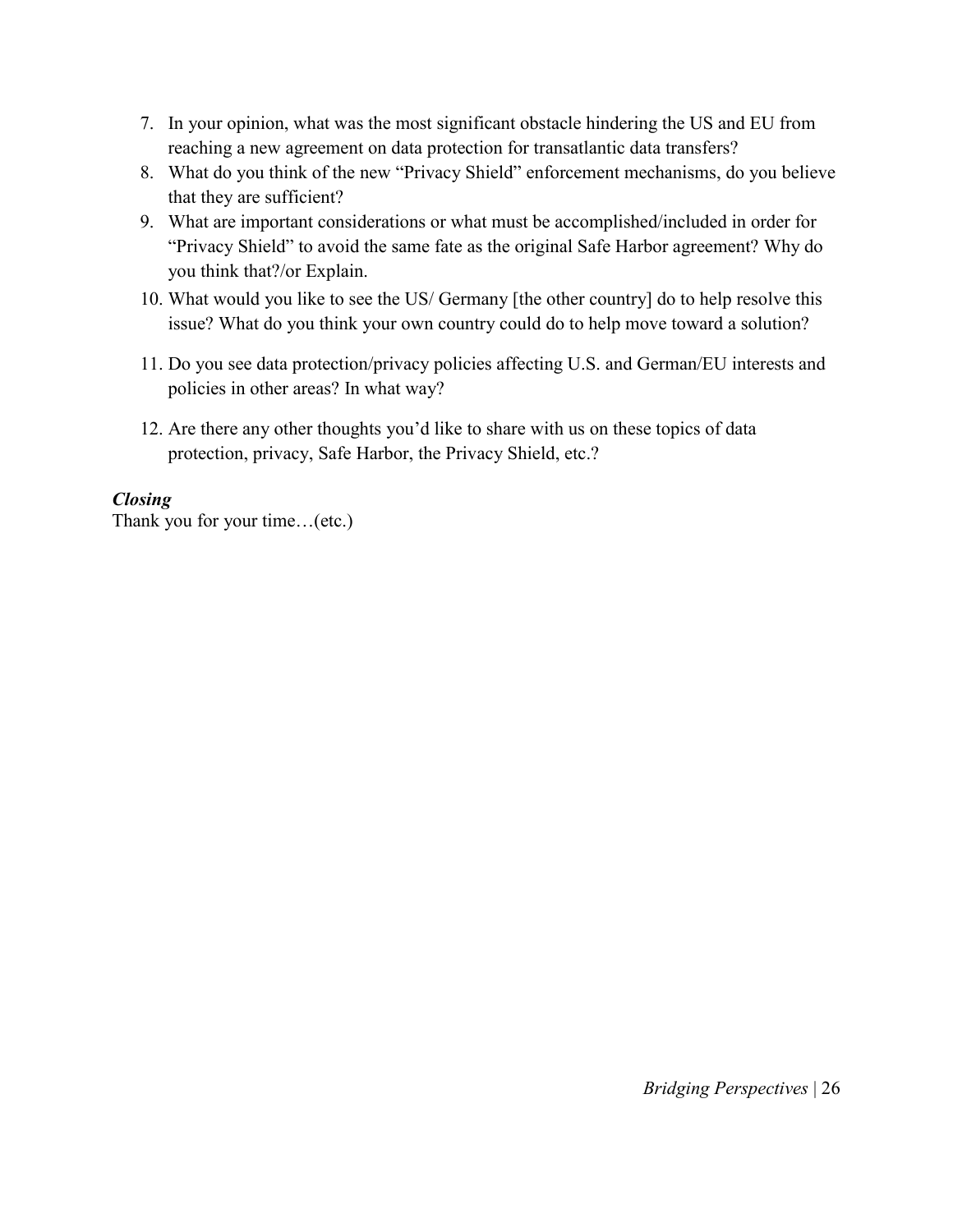7. In your opinion, what was the most significant obstacle hindering the US and EU from reaching a new agreement on data protection for transatlantic data transfers?
8. What do you think of the new "Privacy Shield" enforcement mechanisms, do you believe that they are sufficient?
9. What are important considerations or what must be accomplished/included in order for "Privacy Shield" to avoid the same fate as the original Safe Harbor agreement? Why do you think that?/or Explain.
10. What would you like to see the US/ Germany [the other country] do to help resolve this issue? What do you think your own country could do to help move toward a solution?
11. Do you see data protection/privacy policies affecting U.S. and German/EU interests and policies in other areas? In what way?
12. Are there any other thoughts you'd like to share with us on these topics of data protection, privacy, Safe Harbor, the Privacy Shield, etc.?

***Closing***

Thank you for your time…(etc.)